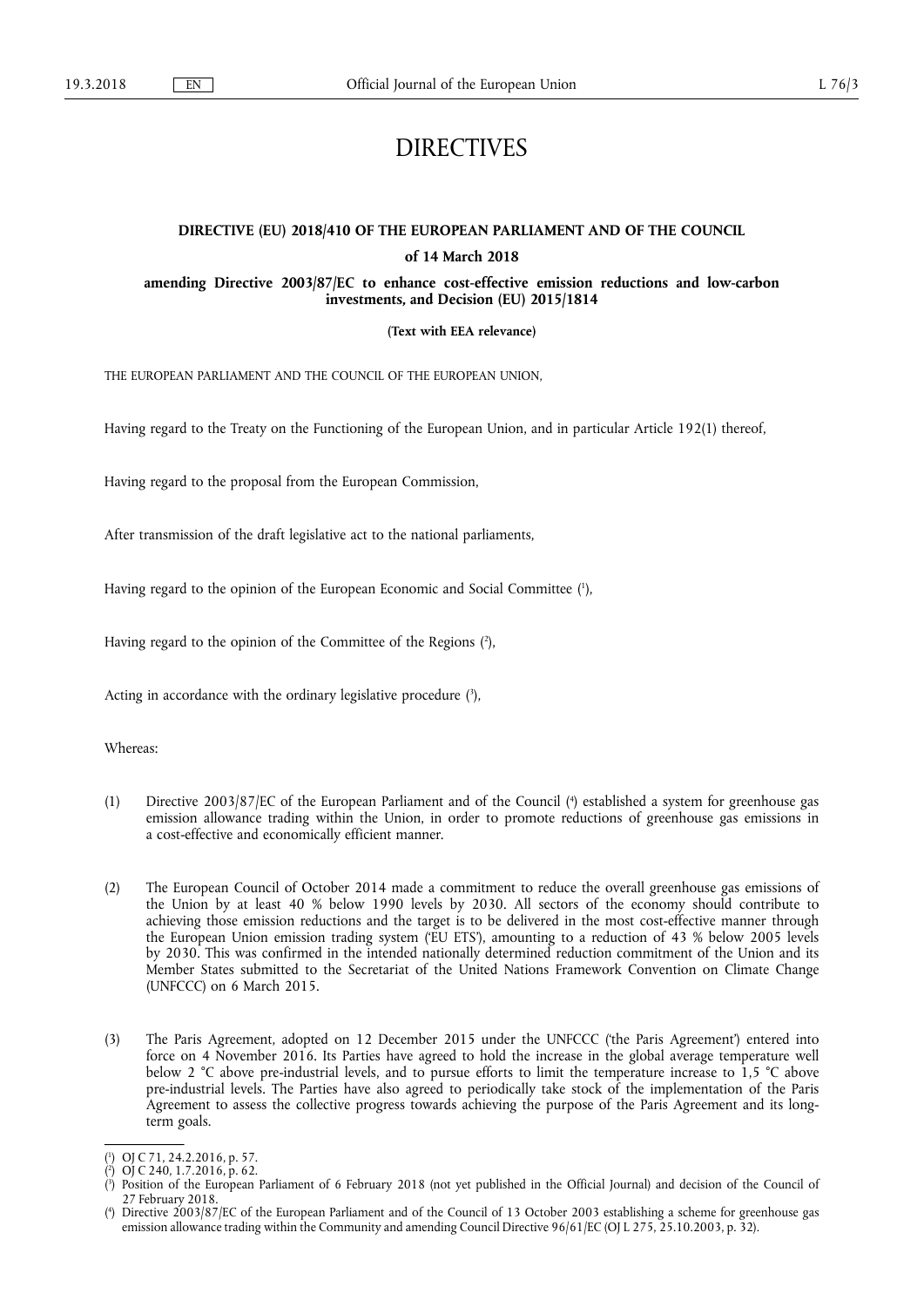# DIRECTIVES

## DIRECTIVE (EU) 2018/410 OF THE EUROPEAN PARLIAMENT AND OF THE COUNCIL

### of 14 March 2018

### amending Directive 2003/87/EC to enhance cost-effective emission reductions and low-carbon investments, and Decision (EU) 2015/1814

**(Text with EEA relevance)**

THE EUROPEAN PARLIAMENT AND THE COUNCIL OF THE EUROPEAN UNION,

Having regard to the Treaty on the Functioning of the European Union, and in particular Article 192(1) thereof,

Having regard to the proposal from the European Commission,

After transmission of the draft legislative act to the national parliaments,

Having regard to the opinion of the European Economic and Social Committee [1],

Having regard to the opinion of the Committee of the Regions [2],

Acting in accordance with the ordinary legislative procedure [3],

Whereas:

(1) Directive 2003/87/EC of the European Parliament and of the Council [4] established a system for greenhouse gas emission allowance trading within the Union, in order to promote reductions of greenhouse gas emissions in a cost-effective and economically efficient manner.

(2) The European Council of October 2014 made a commitment to reduce the overall greenhouse gas emissions of the Union by at least 40 % below 1990 levels by 2030. All sectors of the economy should contribute to achieving those emission reductions and the target is to be delivered in the most cost-effective manner through the European Union emission trading system ('EU ETS'), amounting to a reduction of 43 % below 2005 levels by 2030. This was confirmed in the intended nationally determined reduction commitment of the Union and its Member States submitted to the Secretariat of the United Nations Framework Convention on Climate Change (UNFCCC) on 6 March 2015.

(3) The Paris Agreement, adopted on 12 December 2015 under the UNFCCC ('the Paris Agreement') entered into force on 4 November 2016. Its Parties have agreed to hold the increase in the global average temperature well below 2 °C above pre-industrial levels, and to pursue efforts to limit the temperature increase to 1,5 °C above pre-industrial levels. The Parties have also agreed to periodically take stock of the implementation of the Paris Agreement to assess the collective progress towards achieving the purpose of the Paris Agreement and its long-term goals.

---

[1] OJ C 71, 24.2.2016, p. 57.

[2] OJ C 240, 1.7.2016, p. 62.

[3] Position of the European Parliament of 6 February 2018 (not yet published in the Official Journal) and decision of the Council of 27 February 2018.

[4] Directive 2003/87/EC of the European Parliament and of the Council of 13 October 2003 establishing a scheme for greenhouse gas emission allowance trading within the Community and amending Council Directive 96/61/EC (OJ L 275, 25.10.2003, p. 32).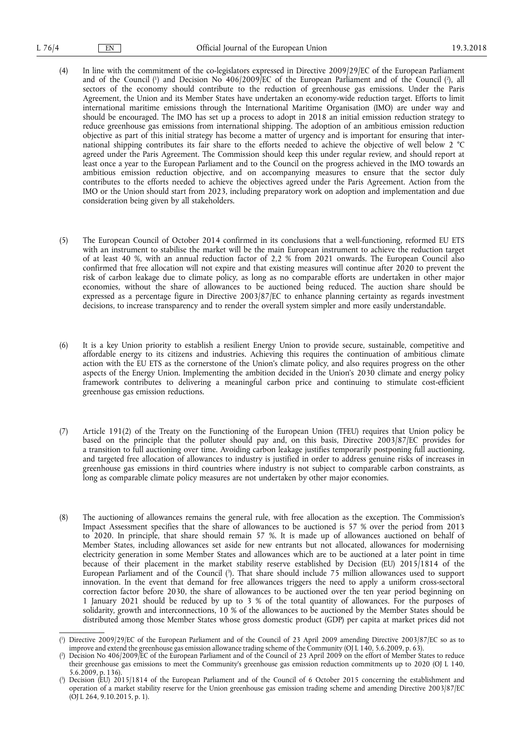(4) In line with the commitment of the co-legislators expressed in Directive 2009/29/EC of the European Parliament and of the Council [1] and Decision No 406/2009/EC of the European Parliament and of the Council [2], all sectors of the economy should contribute to the reduction of greenhouse gas emissions. Under the Paris Agreement, the Union and its Member States have undertaken an economy-wide reduction target. Efforts to limit international maritime emissions through the International Maritime Organisation (IMO) are under way and should be encouraged. The IMO has set up a process to adopt in 2018 an initial emission reduction strategy to reduce greenhouse gas emissions from international shipping. The adoption of an ambitious emission reduction objective as part of this initial strategy has become a matter of urgency and is important for ensuring that international shipping contributes its fair share to the efforts needed to achieve the objective of well below 2 °C agreed under the Paris Agreement. The Commission should keep this under regular review, and should report at least once a year to the European Parliament and to the Council on the progress achieved in the IMO towards an ambitious emission reduction objective, and on accompanying measures to ensure that the sector duly contributes to the efforts needed to achieve the objectives agreed under the Paris Agreement. Action from the IMO or the Union should start from 2023, including preparatory work on adoption and implementation and due consideration being given by all stakeholders.

(5) The European Council of October 2014 confirmed in its conclusions that a well-functioning, reformed EU ETS with an instrument to stabilise the market will be the main European instrument to achieve the reduction target of at least 40 %, with an annual reduction factor of 2,2 % from 2021 onwards. The European Council also confirmed that free allocation will not expire and that existing measures will continue after 2020 to prevent the risk of carbon leakage due to climate policy, as long as no comparable efforts are undertaken in other major economies, without the share of allowances to be auctioned being reduced. The auction share should be expressed as a percentage figure in Directive 2003/87/EC to enhance planning certainty as regards investment decisions, to increase transparency and to render the overall system simpler and more easily understandable.

(6) It is a key Union priority to establish a resilient Energy Union to provide secure, sustainable, competitive and affordable energy to its citizens and industries. Achieving this requires the continuation of ambitious climate action with the EU ETS as the cornerstone of the Union's climate policy, and also requires progress on the other aspects of the Energy Union. Implementing the ambition decided in the Union's 2030 climate and energy policy framework contributes to delivering a meaningful carbon price and continuing to stimulate cost-efficient greenhouse gas emission reductions.

(7) Article 191(2) of the Treaty on the Functioning of the European Union (TFEU) requires that Union policy be based on the principle that the polluter should pay and, on this basis, Directive 2003/87/EC provides for a transition to full auctioning over time. Avoiding carbon leakage justifies temporarily postponing full auctioning, and targeted free allocation of allowances to industry is justified in order to address genuine risks of increases in greenhouse gas emissions in third countries where industry is not subject to comparable carbon constraints, as long as comparable climate policy measures are not undertaken by other major economies.

(8) The auctioning of allowances remains the general rule, with free allocation as the exception. The Commission's Impact Assessment specifies that the share of allowances to be auctioned is 57 % over the period from 2013 to 2020. In principle, that share should remain 57 %. It is made up of allowances auctioned on behalf of Member States, including allowances set aside for new entrants but not allocated, allowances for modernising electricity generation in some Member States and allowances which are to be auctioned at a later point in time because of their placement in the market stability reserve established by Decision (EU) 2015/1814 of the European Parliament and of the Council [3]. That share should include 75 million allowances used to support innovation. In the event that demand for free allowances triggers the need to apply a uniform cross-sectoral correction factor before 2030, the share of allowances to be auctioned over the ten year period beginning on 1 January 2021 should be reduced by up to 3 % of the total quantity of allowances. For the purposes of solidarity, growth and interconnections, 10 % of the allowances to be auctioned by the Member States should be distributed among those Member States whose gross domestic product (GDP) per capita at market prices did not

---

[1] Directive 2009/29/EC of the European Parliament and of the Council of 23 April 2009 amending Directive 2003/87/EC so as to improve and extend the greenhouse gas emission allowance trading scheme of the Community (OJ L 140, 5.6.2009, p. 63).

[2] Decision No 406/2009/EC of the European Parliament and of the Council of 23 April 2009 on the effort of Member States to reduce their greenhouse gas emissions to meet the Community's greenhouse gas emission reduction commitments up to 2020 (OJ L 140, 5.6.2009, p. 136).

[3] Decision (EU) 2015/1814 of the European Parliament and of the Council of 6 October 2015 concerning the establishment and operation of a market stability reserve for the Union greenhouse gas emission trading scheme and amending Directive 2003/87/EC (OJ L 264, 9.10.2015, p. 1).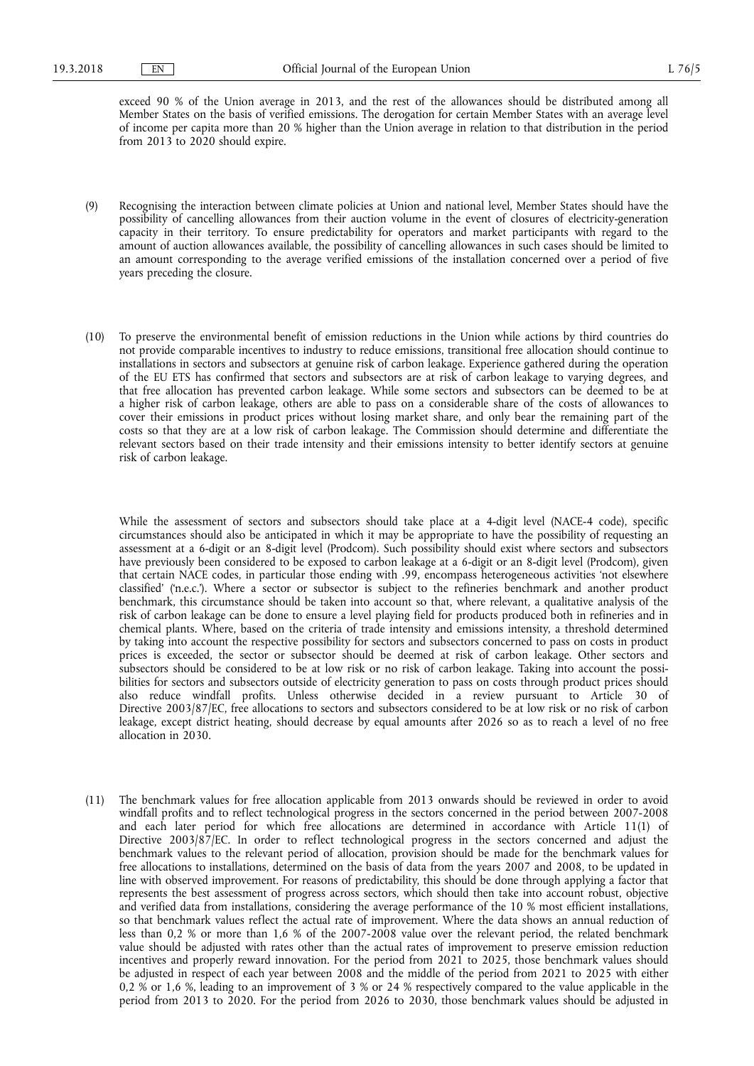exceed 90 % of the Union average in 2013, and the rest of the allowances should be distributed among all Member States on the basis of verified emissions. The derogation for certain Member States with an average level of income per capita more than 20 % higher than the Union average in relation to that distribution in the period from 2013 to 2020 should expire.

(9) Recognising the interaction between climate policies at Union and national level, Member States should have the possibility of cancelling allowances from their auction volume in the event of closures of electricity-generation capacity in their territory. To ensure predictability for operators and market participants with regard to the amount of auction allowances available, the possibility of cancelling allowances in such cases should be limited to an amount corresponding to the average verified emissions of the installation concerned over a period of five years preceding the closure.

(10) To preserve the environmental benefit of emission reductions in the Union while actions by third countries do not provide comparable incentives to industry to reduce emissions, transitional free allocation should continue to installations in sectors and subsectors at genuine risk of carbon leakage. Experience gathered during the operation of the EU ETS has confirmed that sectors and subsectors are at risk of carbon leakage to varying degrees, and that free allocation has prevented carbon leakage. While some sectors and subsectors can be deemed to be at a higher risk of carbon leakage, others are able to pass on a considerable share of the costs of allowances to cover their emissions in product prices without losing market share, and only bear the remaining part of the costs so that they are at a low risk of carbon leakage. The Commission should determine and differentiate the relevant sectors based on their trade intensity and their emissions intensity to better identify sectors at genuine risk of carbon leakage.

While the assessment of sectors and subsectors should take place at a 4-digit level (NACE-4 code), specific circumstances should also be anticipated in which it may be appropriate to have the possibility of requesting an assessment at a 6-digit or an 8-digit level (Prodcom). Such possibility should exist where sectors and subsectors have previously been considered to be exposed to carbon leakage at a 6-digit or an 8-digit level (Prodcom), given that certain NACE codes, in particular those ending with .99, encompass heterogeneous activities 'not elsewhere classified' ('n.e.c.'). Where a sector or subsector is subject to the refineries benchmark and another product benchmark, this circumstance should be taken into account so that, where relevant, a qualitative analysis of the risk of carbon leakage can be done to ensure a level playing field for products produced both in refineries and in chemical plants. Where, based on the criteria of trade intensity and emissions intensity, a threshold determined by taking into account the respective possibility for sectors and subsectors concerned to pass on costs in product prices is exceeded, the sector or subsector should be deemed at risk of carbon leakage. Other sectors and subsectors should be considered to be at low risk or no risk of carbon leakage. Taking into account the possibilities for sectors and subsectors outside of electricity generation to pass on costs through product prices should also reduce windfall profits. Unless otherwise decided in a review pursuant to Article 30 of Directive 2003/87/EC, free allocations to sectors and subsectors considered to be at low risk or no risk of carbon leakage, except district heating, should decrease by equal amounts after 2026 so as to reach a level of no free allocation in 2030.

(11) The benchmark values for free allocation applicable from 2013 onwards should be reviewed in order to avoid windfall profits and to reflect technological progress in the sectors concerned in the period between 2007-2008 and each later period for which free allocations are determined in accordance with Article 11(1) of Directive 2003/87/EC. In order to reflect technological progress in the sectors concerned and adjust the benchmark values to the relevant period of allocation, provision should be made for the benchmark values for free allocations to installations, determined on the basis of data from the years 2007 and 2008, to be updated in line with observed improvement. For reasons of predictability, this should be done through applying a factor that represents the best assessment of progress across sectors, which should then take into account robust, objective and verified data from installations, considering the average performance of the 10 % most efficient installations, so that benchmark values reflect the actual rate of improvement. Where the data shows an annual reduction of less than 0,2 % or more than 1,6 % of the 2007-2008 value over the relevant period, the related benchmark value should be adjusted with rates other than the actual rates of improvement to preserve emission reduction incentives and properly reward innovation. For the period from 2021 to 2025, those benchmark values should be adjusted in respect of each year between 2008 and the middle of the period from 2021 to 2025 with either 0,2 % or 1,6 %, leading to an improvement of 3 % or 24 % respectively compared to the value applicable in the period from 2013 to 2020. For the period from 2026 to 2030, those benchmark values should be adjusted in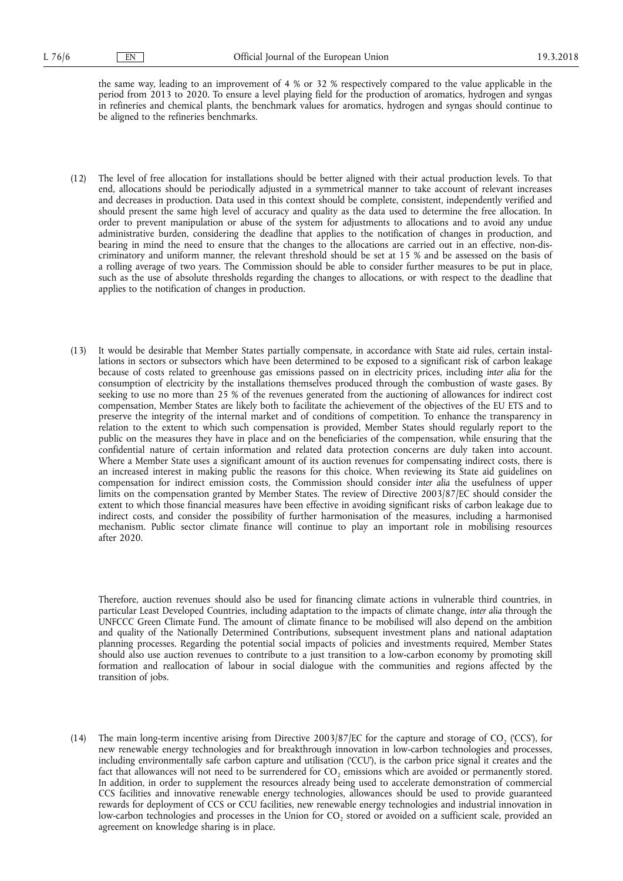the same way, leading to an improvement of 4 % or 32 % respectively compared to the value applicable in the period from 2013 to 2020. To ensure a level playing field for the production of aromatics, hydrogen and syngas in refineries and chemical plants, the benchmark values for aromatics, hydrogen and syngas should continue to be aligned to the refineries benchmarks.

(12) The level of free allocation for installations should be better aligned with their actual production levels. To that end, allocations should be periodically adjusted in a symmetrical manner to take account of relevant increases and decreases in production. Data used in this context should be complete, consistent, independently verified and should present the same high level of accuracy and quality as the data used to determine the free allocation. In order to prevent manipulation or abuse of the system for adjustments to allocations and to avoid any undue administrative burden, considering the deadline that applies to the notification of changes in production, and bearing in mind the need to ensure that the changes to the allocations are carried out in an effective, non-discriminatory and uniform manner, the relevant threshold should be set at 15 % and be assessed on the basis of a rolling average of two years. The Commission should be able to consider further measures to be put in place, such as the use of absolute thresholds regarding the changes to allocations, or with respect to the deadline that applies to the notification of changes in production.

(13) It would be desirable that Member States partially compensate, in accordance with State aid rules, certain installations in sectors or subsectors which have been determined to be exposed to a significant risk of carbon leakage because of costs related to greenhouse gas emissions passed on in electricity prices, including *inter alia* for the consumption of electricity by the installations themselves produced through the combustion of waste gases. By seeking to use no more than 25 % of the revenues generated from the auctioning of allowances for indirect cost compensation, Member States are likely both to facilitate the achievement of the objectives of the EU ETS and to preserve the integrity of the internal market and of conditions of competition. To enhance the transparency in relation to the extent to which such compensation is provided, Member States should regularly report to the public on the measures they have in place and on the beneficiaries of the compensation, while ensuring that the confidential nature of certain information and related data protection concerns are duly taken into account. Where a Member State uses a significant amount of its auction revenues for compensating indirect costs, there is an increased interest in making public the reasons for this choice. When reviewing its State aid guidelines on compensation for indirect emission costs, the Commission should consider *inter alia* the usefulness of upper limits on the compensation granted by Member States. The review of Directive 2003/87/EC should consider the extent to which those financial measures have been effective in avoiding significant risks of carbon leakage due to indirect costs, and consider the possibility of further harmonisation of the measures, including a harmonised mechanism. Public sector climate finance will continue to play an important role in mobilising resources after 2020.

Therefore, auction revenues should also be used for financing climate actions in vulnerable third countries, in particular Least Developed Countries, including adaptation to the impacts of climate change, *inter alia* through the UNFCCC Green Climate Fund. The amount of climate finance to be mobilised will also depend on the ambition and quality of the Nationally Determined Contributions, subsequent investment plans and national adaptation planning processes. Regarding the potential social impacts of policies and investments required, Member States should also use auction revenues to contribute to a just transition to a low-carbon economy by promoting skill formation and reallocation of labour in social dialogue with the communities and regions affected by the transition of jobs.

(14) The main long-term incentive arising from Directive 2003/87/EC for the capture and storage of $CO_2$ ('CCS'), for new renewable energy technologies and for breakthrough innovation in low-carbon technologies and processes, including environmentally safe carbon capture and utilisation ('CCU'), is the carbon price signal it creates and the fact that allowances will not need to be surrendered for $CO_2$ emissions which are avoided or permanently stored. In addition, in order to supplement the resources already being used to accelerate demonstration of commercial CCS facilities and innovative renewable energy technologies, allowances should be used to provide guaranteed rewards for deployment of CCS or CCU facilities, new renewable energy technologies and industrial innovation in low-carbon technologies and processes in the Union for $CO_2$ stored or avoided on a sufficient scale, provided an agreement on knowledge sharing is in place.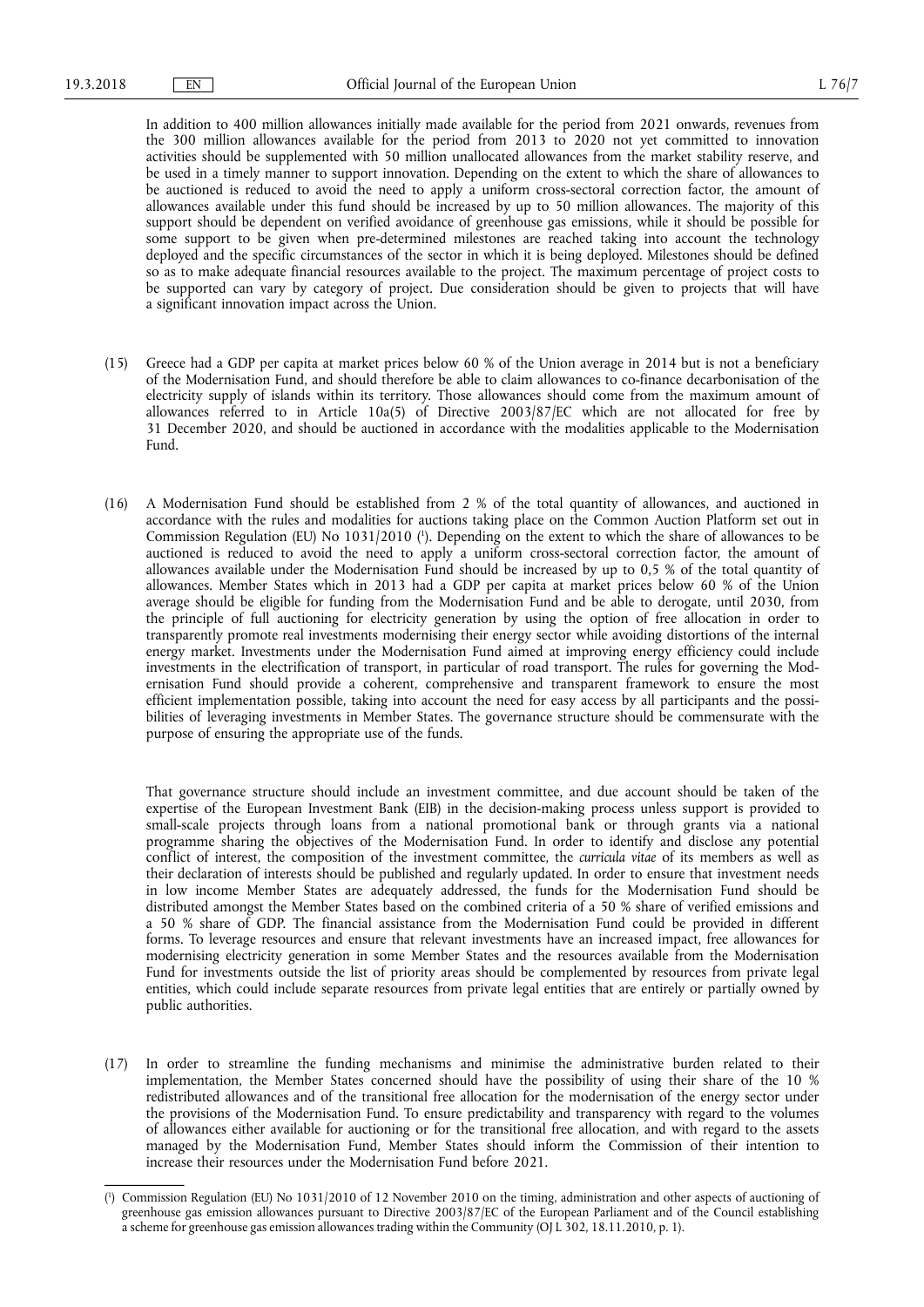In addition to 400 million allowances initially made available for the period from 2021 onwards, revenues from the 300 million allowances available for the period from 2013 to 2020 not yet committed to innovation activities should be supplemented with 50 million unallocated allowances from the market stability reserve, and be used in a timely manner to support innovation. Depending on the extent to which the share of allowances to be auctioned is reduced to avoid the need to apply a uniform cross-sectoral correction factor, the amount of allowances available under this fund should be increased by up to 50 million allowances. The majority of this support should be dependent on verified avoidance of greenhouse gas emissions, while it should be possible for some support to be given when pre-determined milestones are reached taking into account the technology deployed and the specific circumstances of the sector in which it is being deployed. Milestones should be defined so as to make adequate financial resources available to the project. The maximum percentage of project costs to be supported can vary by category of project. Due consideration should be given to projects that will have a significant innovation impact across the Union.

(15) Greece had a GDP per capita at market prices below 60 % of the Union average in 2014 but is not a beneficiary of the Modernisation Fund, and should therefore be able to claim allowances to co-finance decarbonisation of the electricity supply of islands within its territory. Those allowances should come from the maximum amount of allowances referred to in Article 10a(5) of Directive 2003/87/EC which are not allocated for free by 31 December 2020, and should be auctioned in accordance with the modalities applicable to the Modernisation Fund.

(16) A Modernisation Fund should be established from 2 % of the total quantity of allowances, and auctioned in accordance with the rules and modalities for auctions taking place on the Common Auction Platform set out in Commission Regulation (EU) No 1031/2010 [1]. Depending on the extent to which the share of allowances to be auctioned is reduced to avoid the need to apply a uniform cross-sectoral correction factor, the amount of allowances available under the Modernisation Fund should be increased by up to 0,5 % of the total quantity of allowances. Member States which in 2013 had a GDP per capita at market prices below 60 % of the Union average should be eligible for funding from the Modernisation Fund and be able to derogate, until 2030, from the principle of full auctioning for electricity generation by using the option of free allocation in order to transparently promote real investments modernising their energy sector while avoiding distortions of the internal energy market. Investments under the Modernisation Fund aimed at improving energy efficiency could include investments in the electrification of transport, in particular of road transport. The rules for governing the Modernisation Fund should provide a coherent, comprehensive and transparent framework to ensure the most efficient implementation possible, taking into account the need for easy access by all participants and the possibilities of leveraging investments in Member States. The governance structure should be commensurate with the purpose of ensuring the appropriate use of the funds.

That governance structure should include an investment committee, and due account should be taken of the expertise of the European Investment Bank (EIB) in the decision-making process unless support is provided to small-scale projects through loans from a national promotional bank or through grants via a national programme sharing the objectives of the Modernisation Fund. In order to identify and disclose any potential conflict of interest, the composition of the investment committee, the *curricula vitae* of its members as well as their declaration of interests should be published and regularly updated. In order to ensure that investment needs in low income Member States are adequately addressed, the funds for the Modernisation Fund should be distributed amongst the Member States based on the combined criteria of a 50 % share of verified emissions and a 50 % share of GDP. The financial assistance from the Modernisation Fund could be provided in different forms. To leverage resources and ensure that relevant investments have an increased impact, free allowances for modernising electricity generation in some Member States and the resources available from the Modernisation Fund for investments outside the list of priority areas should be complemented by resources from private legal entities, which could include separate resources from private legal entities that are entirely or partially owned by public authorities.

(17) In order to streamline the funding mechanisms and minimise the administrative burden related to their implementation, the Member States concerned should have the possibility of using their share of the 10 % redistributed allowances and of the transitional free allocation for the modernisation of the energy sector under the provisions of the Modernisation Fund. To ensure predictability and transparency with regard to the volumes of allowances either available for auctioning or for the transitional free allocation, and with regard to the assets managed by the Modernisation Fund, Member States should inform the Commission of their intention to increase their resources under the Modernisation Fund before 2021.

[1] Commission Regulation (EU) No 1031/2010 of 12 November 2010 on the timing, administration and other aspects of auctioning of greenhouse gas emission allowances pursuant to Directive 2003/87/EC of the European Parliament and of the Council establishing a scheme for greenhouse gas emission allowances trading within the Community (OJ L 302, 18.11.2010, p. 1).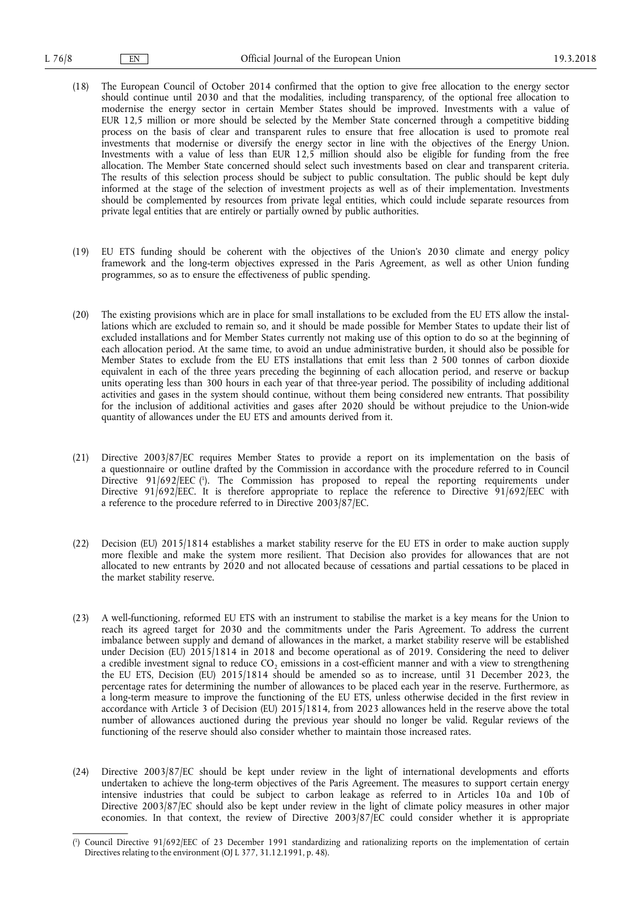(18) The European Council of October 2014 confirmed that the option to give free allocation to the energy sector should continue until 2030 and that the modalities, including transparency, of the optional free allocation to modernise the energy sector in certain Member States should be improved. Investments with a value of EUR 12,5 million or more should be selected by the Member State concerned through a competitive bidding process on the basis of clear and transparent rules to ensure that free allocation is used to promote real investments that modernise or diversify the energy sector in line with the objectives of the Energy Union. Investments with a value of less than EUR 12,5 million should also be eligible for funding from the free allocation. The Member State concerned should select such investments based on clear and transparent criteria. The results of this selection process should be subject to public consultation. The public should be kept duly informed at the stage of the selection of investment projects as well as of their implementation. Investments should be complemented by resources from private legal entities, which could include separate resources from private legal entities that are entirely or partially owned by public authorities.

(19) EU ETS funding should be coherent with the objectives of the Union's 2030 climate and energy policy framework and the long-term objectives expressed in the Paris Agreement, as well as other Union funding programmes, so as to ensure the effectiveness of public spending.

(20) The existing provisions which are in place for small installations to be excluded from the EU ETS allow the installations which are excluded to remain so, and it should be made possible for Member States to update their list of excluded installations and for Member States currently not making use of this option to do so at the beginning of each allocation period. At the same time, to avoid an undue administrative burden, it should also be possible for Member States to exclude from the EU ETS installations that emit less than 2 500 tonnes of carbon dioxide equivalent in each of the three years preceding the beginning of each allocation period, and reserve or backup units operating less than 300 hours in each year of that three-year period. The possibility of including additional activities and gases in the system should continue, without them being considered new entrants. That possibility for the inclusion of additional activities and gases after 2020 should be without prejudice to the Union-wide quantity of allowances under the EU ETS and amounts derived from it.

(21) Directive 2003/87/EC requires Member States to provide a report on its implementation on the basis of a questionnaire or outline drafted by the Commission in accordance with the procedure referred to in Council Directive 91/692/EEC ([1]). The Commission has proposed to repeal the reporting requirements under Directive 91/692/EEC. It is therefore appropriate to replace the reference to Directive 91/692/EEC with a reference to the procedure referred to in Directive 2003/87/EC.

(22) Decision (EU) 2015/1814 establishes a market stability reserve for the EU ETS in order to make auction supply more flexible and make the system more resilient. That Decision also provides for allowances that are not allocated to new entrants by 2020 and not allocated because of cessations and partial cessations to be placed in the market stability reserve.

(23) A well-functioning, reformed EU ETS with an instrument to stabilise the market is a key means for the Union to reach its agreed target for 2030 and the commitments under the Paris Agreement. To address the current imbalance between supply and demand of allowances in the market, a market stability reserve will be established under Decision (EU) 2015/1814 in 2018 and become operational as of 2019. Considering the need to deliver a credible investment signal to reduce $CO_2$ emissions in a cost-efficient manner and with a view to strengthening the EU ETS, Decision (EU) 2015/1814 should be amended so as to increase, until 31 December 2023, the percentage rates for determining the number of allowances to be placed each year in the reserve. Furthermore, as a long-term measure to improve the functioning of the EU ETS, unless otherwise decided in the first review in accordance with Article 3 of Decision (EU) 2015/1814, from 2023 allowances held in the reserve above the total number of allowances auctioned during the previous year should no longer be valid. Regular reviews of the functioning of the reserve should also consider whether to maintain those increased rates.

(24) Directive 2003/87/EC should be kept under review in the light of international developments and efforts undertaken to achieve the long-term objectives of the Paris Agreement. The measures to support certain energy intensive industries that could be subject to carbon leakage as referred to in Articles 10a and 10b of Directive 2003/87/EC should also be kept under review in the light of climate policy measures in other major economies. In that context, the review of Directive 2003/87/EC could consider whether it is appropriate

---

([1]) Council Directive 91/692/EEC of 23 December 1991 standardizing and rationalizing reports on the implementation of certain Directives relating to the environment (OJ L 377, 31.12.1991, p. 48).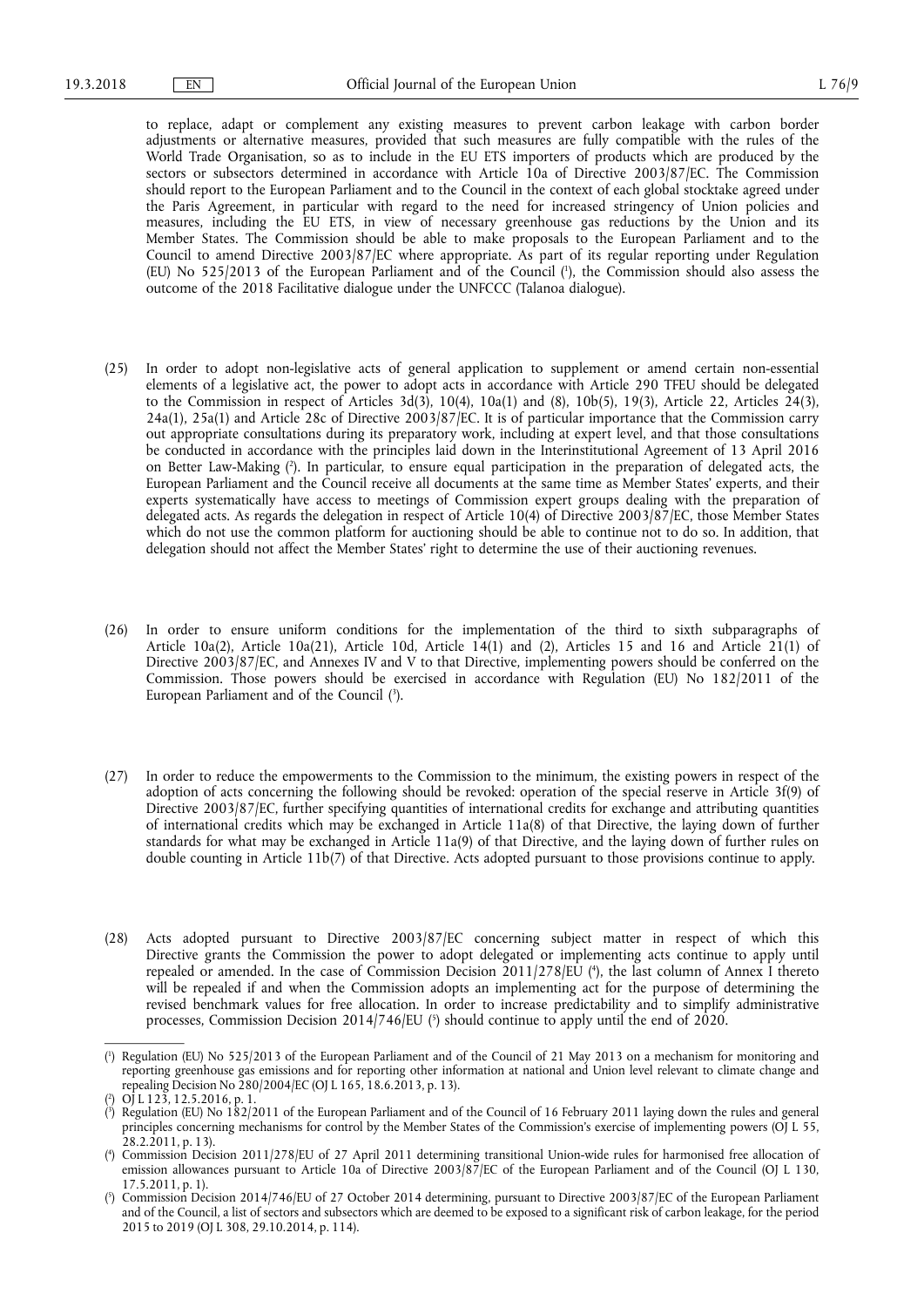to replace, adapt or complement any existing measures to prevent carbon leakage with carbon border adjustments or alternative measures, provided that such measures are fully compatible with the rules of the World Trade Organisation, so as to include in the EU ETS importers of products which are produced by the sectors or subsectors determined in accordance with Article 10a of Directive 2003/87/EC. The Commission should report to the European Parliament and to the Council in the context of each global stocktake agreed under the Paris Agreement, in particular with regard to the need for increased stringency of Union policies and measures, including the EU ETS, in view of necessary greenhouse gas reductions by the Union and its Member States. The Commission should be able to make proposals to the European Parliament and to the Council to amend Directive 2003/87/EC where appropriate. As part of its regular reporting under Regulation (EU) No 525/2013 of the European Parliament and of the Council ([1]), the Commission should also assess the outcome of the 2018 Facilitative dialogue under the UNFCCC (Talanoa dialogue).

(25) In order to adopt non-legislative acts of general application to supplement or amend certain non-essential elements of a legislative act, the power to adopt acts in accordance with Article 290 TFEU should be delegated to the Commission in respect of Articles 3d(3), 10(4), 10a(1) and (8), 10b(5), 19(3), Article 22, Articles 24(3), 24a(1), 25a(1) and Article 28c of Directive 2003/87/EC. It is of particular importance that the Commission carry out appropriate consultations during its preparatory work, including at expert level, and that those consultations be conducted in accordance with the principles laid down in the Interinstitutional Agreement of 13 April 2016 on Better Law-Making ([2]). In particular, to ensure equal participation in the preparation of delegated acts, the European Parliament and the Council receive all documents at the same time as Member States' experts, and their experts systematically have access to meetings of Commission expert groups dealing with the preparation of delegated acts. As regards the delegation in respect of Article 10(4) of Directive 2003/87/EC, those Member States which do not use the common platform for auctioning should be able to continue not to do so. In addition, that delegation should not affect the Member States' right to determine the use of their auctioning revenues.

(26) In order to ensure uniform conditions for the implementation of the third to sixth subparagraphs of Article 10a(2), Article 10a(21), Article 10d, Article 14(1) and (2), Articles 15 and 16 and Article 21(1) of Directive 2003/87/EC, and Annexes IV and V to that Directive, implementing powers should be conferred on the Commission. Those powers should be exercised in accordance with Regulation (EU) No 182/2011 of the European Parliament and of the Council ([3]).

(27) In order to reduce the empowerments to the Commission to the minimum, the existing powers in respect of the adoption of acts concerning the following should be revoked: operation of the special reserve in Article 3f(9) of Directive 2003/87/EC, further specifying quantities of international credits for exchange and attributing quantities of international credits which may be exchanged in Article 11a(8) of that Directive, the laying down of further standards for what may be exchanged in Article 11a(9) of that Directive, and the laying down of further rules on double counting in Article 11b(7) of that Directive. Acts adopted pursuant to those provisions continue to apply.

(28) Acts adopted pursuant to Directive 2003/87/EC concerning subject matter in respect of which this Directive grants the Commission the power to adopt delegated or implementing acts continue to apply until repealed or amended. In the case of Commission Decision 2011/278/EU ([4]), the last column of Annex I thereto will be repealed if and when the Commission adopts an implementing act for the purpose of determining the revised benchmark values for free allocation. In order to increase predictability and to simplify administrative processes, Commission Decision 2014/746/EU ([5]) should continue to apply until the end of 2020.

---

([1]) Regulation (EU) No 525/2013 of the European Parliament and of the Council of 21 May 2013 on a mechanism for monitoring and reporting greenhouse gas emissions and for reporting other information at national and Union level relevant to climate change and repealing Decision No 280/2004/EC (OJ L 165, 18.6.2013, p. 13).

([2]) OJ L 123, 12.5.2016, p. 1.

([3]) Regulation (EU) No 182/2011 of the European Parliament and of the Council of 16 February 2011 laying down the rules and general principles concerning mechanisms for control by the Member States of the Commission's exercise of implementing powers (OJ L 55, 28.2.2011, p. 13).

([4]) Commission Decision 2011/278/EU of 27 April 2011 determining transitional Union-wide rules for harmonised free allocation of emission allowances pursuant to Article 10a of Directive 2003/87/EC of the European Parliament and of the Council (OJ L 130, 17.5.2011, p. 1).

([5]) Commission Decision 2014/746/EU of 27 October 2014 determining, pursuant to Directive 2003/87/EC of the European Parliament and of the Council, a list of sectors and subsectors which are deemed to be exposed to a significant risk of carbon leakage, for the period 2015 to 2019 (OJ L 308, 29.10.2014, p. 114).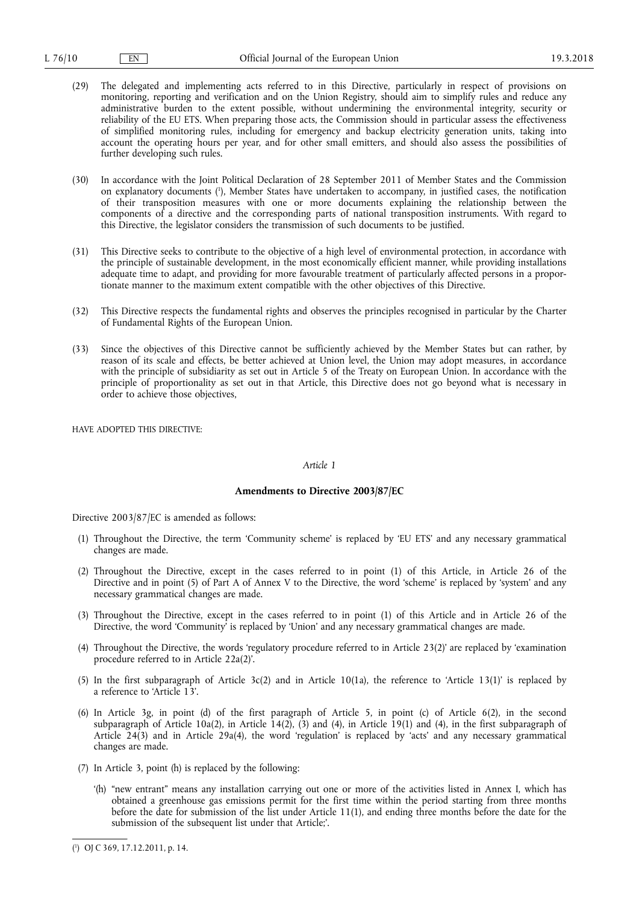(29) The delegated and implementing acts referred to in this Directive, particularly in respect of provisions on monitoring, reporting and verification and on the Union Registry, should aim to simplify rules and reduce any administrative burden to the extent possible, without undermining the environmental integrity, security or reliability of the EU ETS. When preparing those acts, the Commission should in particular assess the effectiveness of simplified monitoring rules, including for emergency and backup electricity generation units, taking into account the operating hours per year, and for other small emitters, and should also assess the possibilities of further developing such rules.

(30) In accordance with the Joint Political Declaration of 28 September 2011 of Member States and the Commission on explanatory documents [1], Member States have undertaken to accompany, in justified cases, the notification of their transposition measures with one or more documents explaining the relationship between the components of a directive and the corresponding parts of national transposition instruments. With regard to this Directive, the legislator considers the transmission of such documents to be justified.

(31) This Directive seeks to contribute to the objective of a high level of environmental protection, in accordance with the principle of sustainable development, in the most economically efficient manner, while providing installations adequate time to adapt, and providing for more favourable treatment of particularly affected persons in a proportionate manner to the maximum extent compatible with the other objectives of this Directive.

(32) This Directive respects the fundamental rights and observes the principles recognised in particular by the Charter of Fundamental Rights of the European Union.

(33) Since the objectives of this Directive cannot be sufficiently achieved by the Member States but can rather, by reason of its scale and effects, be better achieved at Union level, the Union may adopt measures, in accordance with the principle of subsidiarity as set out in Article 5 of the Treaty on European Union. In accordance with the principle of proportionality as set out in that Article, this Directive does not go beyond what is necessary in order to achieve those objectives,

HAVE ADOPTED THIS DIRECTIVE:

*Article 1*

**Amendments to Directive 2003/87/EC**

Directive 2003/87/EC is amended as follows:

(1) Throughout the Directive, the term 'Community scheme' is replaced by 'EU ETS' and any necessary grammatical changes are made.

(2) Throughout the Directive, except in the cases referred to in point (1) of this Article, in Article 26 of the Directive and in point (5) of Part A of Annex V to the Directive, the word 'scheme' is replaced by 'system' and any necessary grammatical changes are made.

(3) Throughout the Directive, except in the cases referred to in point (1) of this Article and in Article 26 of the Directive, the word 'Community' is replaced by 'Union' and any necessary grammatical changes are made.

(4) Throughout the Directive, the words 'regulatory procedure referred to in Article 23(2)' are replaced by 'examination procedure referred to in Article 22a(2)'.

(5) In the first subparagraph of Article 3c(2) and in Article 10(1a), the reference to 'Article 13(1)' is replaced by a reference to 'Article 13'.

(6) In Article 3g, in point (d) of the first paragraph of Article 5, in point (c) of Article 6(2), in the second subparagraph of Article 10a(2), in Article 14(2), (3) and (4), in Article 19(1) and (4), in the first subparagraph of Article 24(3) and in Article 29a(4), the word 'regulation' is replaced by 'acts' and any necessary grammatical changes are made.

(7) In Article 3, point (h) is replaced by the following:

'(h) "new entrant" means any installation carrying out one or more of the activities listed in Annex I, which has obtained a greenhouse gas emissions permit for the first time within the period starting from three months before the date for submission of the list under Article 11(1), and ending three months before the date for the submission of the subsequent list under that Article;'.

[1] OJ C 369, 17.12.2011, p. 14.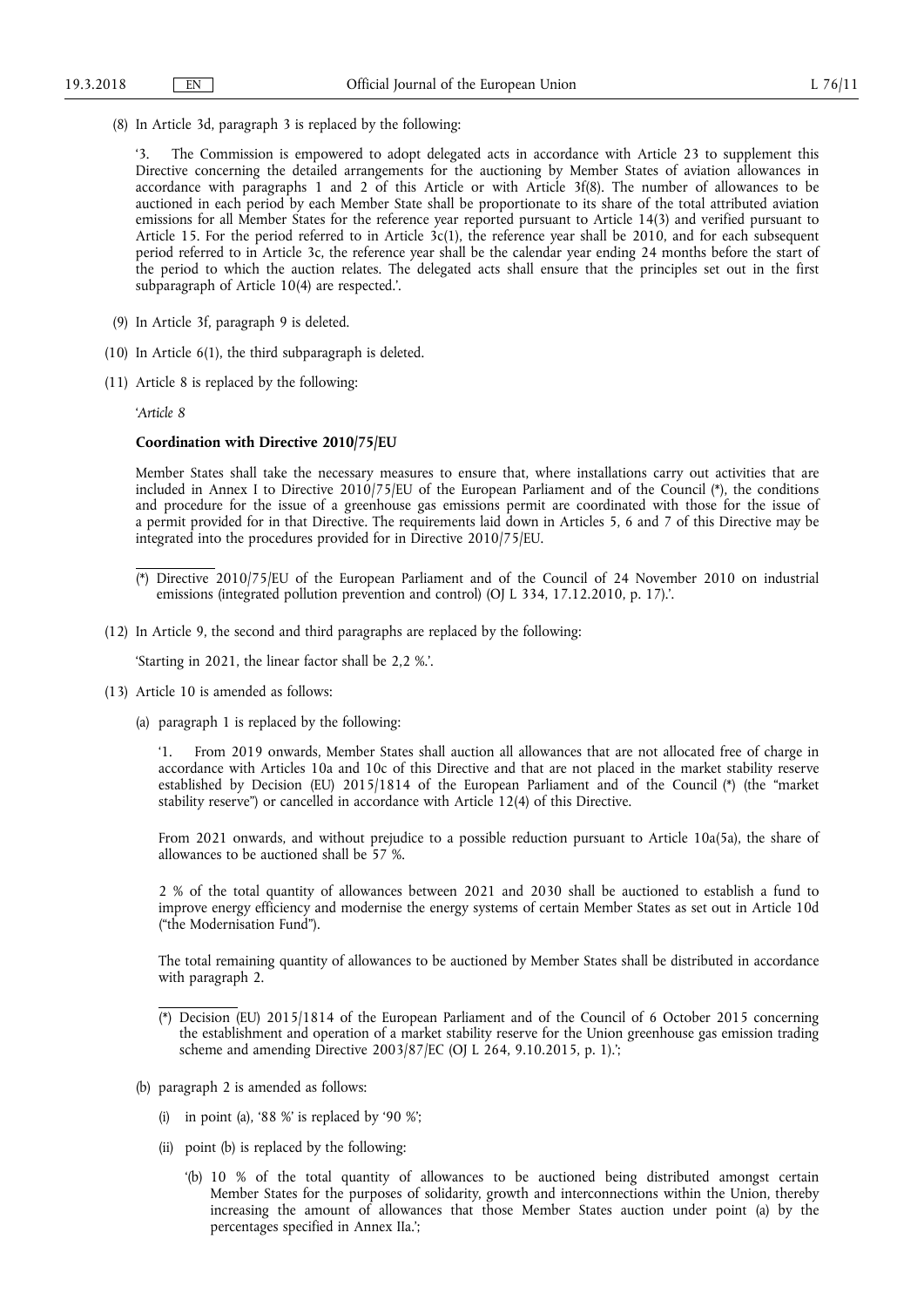(8) In Article 3d, paragraph 3 is replaced by the following:

'3. The Commission is empowered to adopt delegated acts in accordance with Article 23 to supplement this Directive concerning the detailed arrangements for the auctioning by Member States of aviation allowances in accordance with paragraphs 1 and 2 of this Article or with Article 3f(8). The number of allowances to be auctioned in each period by each Member State shall be proportionate to its share of the total attributed aviation emissions for all Member States for the reference year reported pursuant to Article 14(3) and verified pursuant to Article 15. For the period referred to in Article 3c(1), the reference year shall be 2010, and for each subsequent period referred to in Article 3c, the reference year shall be the calendar year ending 24 months before the start of the period to which the auction relates. The delegated acts shall ensure that the principles set out in the first subparagraph of Article 10(4) are respected.'.

(9) In Article 3f, paragraph 9 is deleted.

(10) In Article 6(1), the third subparagraph is deleted.

(11) Article 8 is replaced by the following:

'*Article 8*

**Coordination with Directive 2010/75/EU**

Member States shall take the necessary measures to ensure that, where installations carry out activities that are included in Annex I to Directive 2010/75/EU of the European Parliament and of the Council (*), the conditions and procedure for the issue of a greenhouse gas emissions permit are coordinated with those for the issue of a permit provided for in that Directive. The requirements laid down in Articles 5, 6 and 7 of this Directive may be integrated into the procedures provided for in Directive 2010/75/EU.

(*) Directive 2010/75/EU of the European Parliament and of the Council of 24 November 2010 on industrial emissions (integrated pollution prevention and control) (OJ L 334, 17.12.2010, p. 17).'.

(12) In Article 9, the second and third paragraphs are replaced by the following:

'Starting in 2021, the linear factor shall be 2,2 %.'.

(13) Article 10 is amended as follows:

(a) paragraph 1 is replaced by the following:

'1. From 2019 onwards, Member States shall auction all allowances that are not allocated free of charge in accordance with Articles 10a and 10c of this Directive and that are not placed in the market stability reserve established by Decision (EU) 2015/1814 of the European Parliament and of the Council (*) (the "market stability reserve") or cancelled in accordance with Article 12(4) of this Directive.

From 2021 onwards, and without prejudice to a possible reduction pursuant to Article 10a(5a), the share of allowances to be auctioned shall be 57 %.

2 % of the total quantity of allowances between 2021 and 2030 shall be auctioned to establish a fund to improve energy efficiency and modernise the energy systems of certain Member States as set out in Article 10d ("the Modernisation Fund").

The total remaining quantity of allowances to be auctioned by Member States shall be distributed in accordance with paragraph 2.

(*) Decision (EU) 2015/1814 of the European Parliament and of the Council of 6 October 2015 concerning the establishment and operation of a market stability reserve for the Union greenhouse gas emission trading scheme and amending Directive 2003/87/EC (OJ L 264, 9.10.2015, p. 1).';

(b) paragraph 2 is amended as follows:

(i) in point (a), '88 %' is replaced by '90 %';

(ii) point (b) is replaced by the following:

'(b) 10 % of the total quantity of allowances to be auctioned being distributed amongst certain Member States for the purposes of solidarity, growth and interconnections within the Union, thereby increasing the amount of allowances that those Member States auction under point (a) by the percentages specified in Annex IIa.';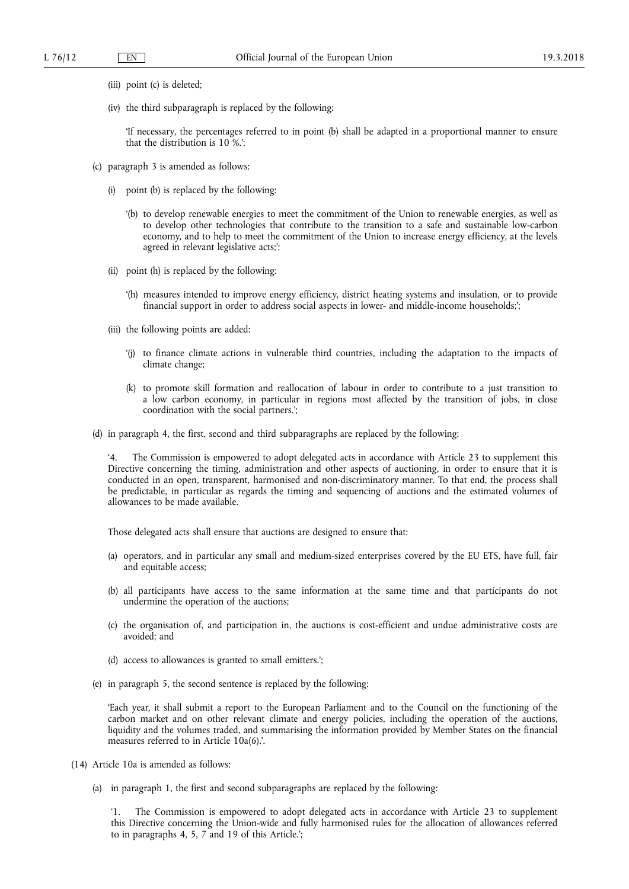(iii) point (c) is deleted;

(iv) the third subparagraph is replaced by the following:

'If necessary, the percentages referred to in point (b) shall be adapted in a proportional manner to ensure that the distribution is 10 %.';

(c) paragraph 3 is amended as follows:

(i) point (b) is replaced by the following:

'(b) to develop renewable energies to meet the commitment of the Union to renewable energies, as well as to develop other technologies that contribute to the transition to a safe and sustainable low-carbon economy, and to help to meet the commitment of the Union to increase energy efficiency, at the levels agreed in relevant legislative acts;';

(ii) point (h) is replaced by the following:

'(h) measures intended to improve energy efficiency, district heating systems and insulation, or to provide financial support in order to address social aspects in lower- and middle-income households;';

(iii) the following points are added:

'(j) to finance climate actions in vulnerable third countries, including the adaptation to the impacts of climate change;

(k) to promote skill formation and reallocation of labour in order to contribute to a just transition to a low carbon economy, in particular in regions most affected by the transition of jobs, in close coordination with the social partners.';

(d) in paragraph 4, the first, second and third subparagraphs are replaced by the following:

'4. The Commission is empowered to adopt delegated acts in accordance with Article 23 to supplement this Directive concerning the timing, administration and other aspects of auctioning, in order to ensure that it is conducted in an open, transparent, harmonised and non-discriminatory manner. To that end, the process shall be predictable, in particular as regards the timing and sequencing of auctions and the estimated volumes of allowances to be made available.

Those delegated acts shall ensure that auctions are designed to ensure that:

(a) operators, and in particular any small and medium-sized enterprises covered by the EU ETS, have full, fair and equitable access;

(b) all participants have access to the same information at the same time and that participants do not undermine the operation of the auctions;

(c) the organisation of, and participation in, the auctions is cost-efficient and undue administrative costs are avoided; and

(d) access to allowances is granted to small emitters.';

(e) in paragraph 5, the second sentence is replaced by the following:

'Each year, it shall submit a report to the European Parliament and to the Council on the functioning of the carbon market and on other relevant climate and energy policies, including the operation of the auctions, liquidity and the volumes traded, and summarising the information provided by Member States on the financial measures referred to in Article 10a(6).'.

(14) Article 10a is amended as follows:

(a) in paragraph 1, the first and second subparagraphs are replaced by the following:

'1. The Commission is empowered to adopt delegated acts in accordance with Article 23 to supplement this Directive concerning the Union-wide and fully harmonised rules for the allocation of allowances referred to in paragraphs 4, 5, 7 and 19 of this Article.';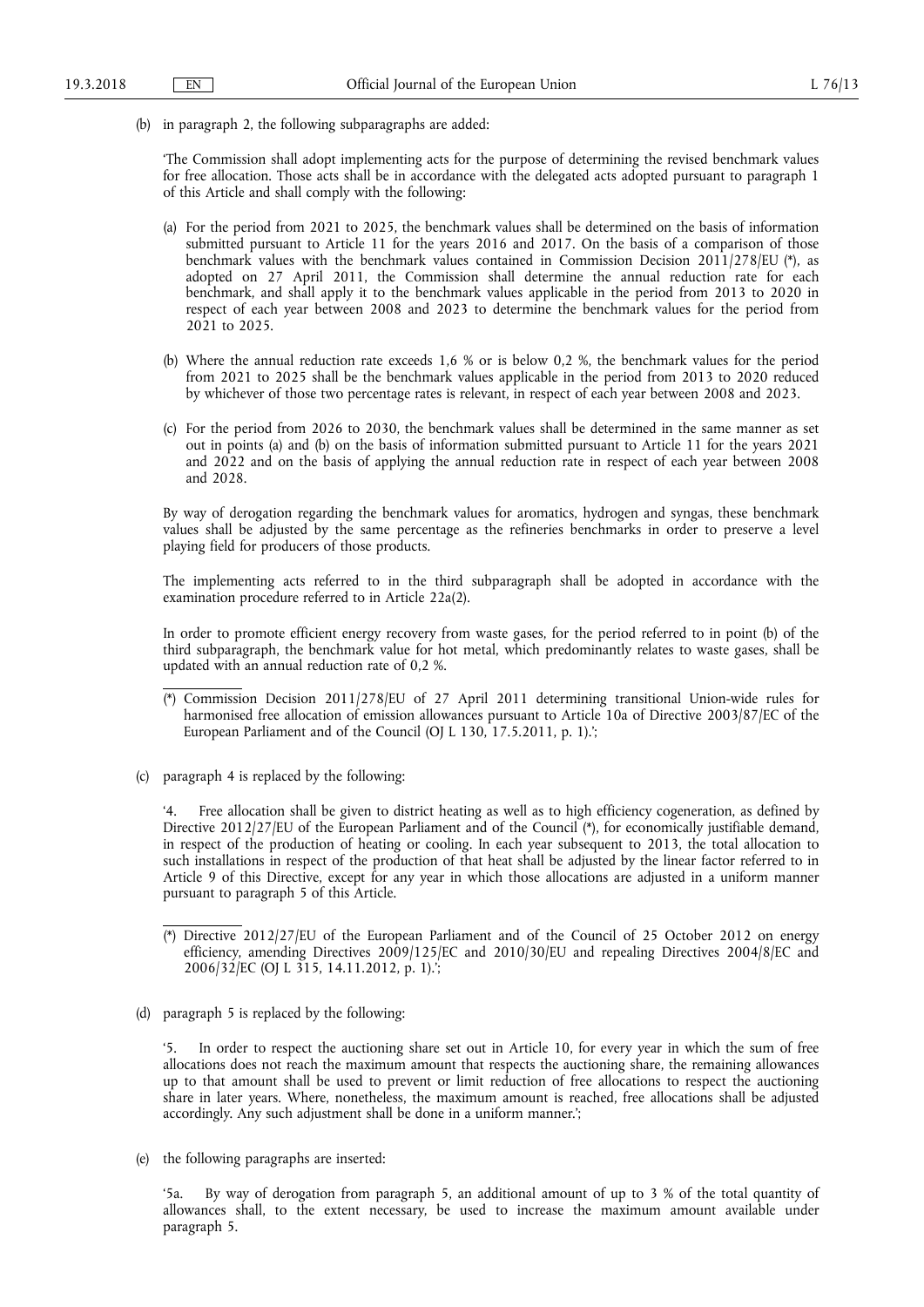(b) in paragraph 2, the following subparagraphs are added:

'The Commission shall adopt implementing acts for the purpose of determining the revised benchmark values for free allocation. Those acts shall be in accordance with the delegated acts adopted pursuant to paragraph 1 of this Article and shall comply with the following:

(a) For the period from 2021 to 2025, the benchmark values shall be determined on the basis of information submitted pursuant to Article 11 for the years 2016 and 2017. On the basis of a comparison of those benchmark values with the benchmark values contained in Commission Decision 2011/278/EU (*), as adopted on 27 April 2011, the Commission shall determine the annual reduction rate for each benchmark, and shall apply it to the benchmark values applicable in the period from 2013 to 2020 in respect of each year between 2008 and 2023 to determine the benchmark values for the period from 2021 to 2025.

(b) Where the annual reduction rate exceeds 1,6 % or is below 0,2 %, the benchmark values for the period from 2021 to 2025 shall be the benchmark values applicable in the period from 2013 to 2020 reduced by whichever of those two percentage rates is relevant, in respect of each year between 2008 and 2023.

(c) For the period from 2026 to 2030, the benchmark values shall be determined in the same manner as set out in points (a) and (b) on the basis of information submitted pursuant to Article 11 for the years 2021 and 2022 and on the basis of applying the annual reduction rate in respect of each year between 2008 and 2028.

By way of derogation regarding the benchmark values for aromatics, hydrogen and syngas, these benchmark values shall be adjusted by the same percentage as the refineries benchmarks in order to preserve a level playing field for producers of those products.

The implementing acts referred to in the third subparagraph shall be adopted in accordance with the examination procedure referred to in Article 22a(2).

In order to promote efficient energy recovery from waste gases, for the period referred to in point (b) of the third subparagraph, the benchmark value for hot metal, which predominantly relates to waste gases, shall be updated with an annual reduction rate of 0,2 %.

(*) Commission Decision 2011/278/EU of 27 April 2011 determining transitional Union-wide rules for harmonised free allocation of emission allowances pursuant to Article 10a of Directive 2003/87/EC of the European Parliament and of the Council (OJ L 130, 17.5.2011, p. 1).';

(c) paragraph 4 is replaced by the following:

'4. Free allocation shall be given to district heating as well as to high efficiency cogeneration, as defined by Directive 2012/27/EU of the European Parliament and of the Council (*), for economically justifiable demand, in respect of the production of heating or cooling. In each year subsequent to 2013, the total allocation to such installations in respect of the production of that heat shall be adjusted by the linear factor referred to in Article 9 of this Directive, except for any year in which those allocations are adjusted in a uniform manner pursuant to paragraph 5 of this Article.

(*) Directive 2012/27/EU of the European Parliament and of the Council of 25 October 2012 on energy efficiency, amending Directives 2009/125/EC and 2010/30/EU and repealing Directives 2004/8/EC and 2006/32/EC (OJ L 315, 14.11.2012, p. 1).';

(d) paragraph 5 is replaced by the following:

'5. In order to respect the auctioning share set out in Article 10, for every year in which the sum of free allocations does not reach the maximum amount that respects the auctioning share, the remaining allowances up to that amount shall be used to prevent or limit reduction of free allocations to respect the auctioning share in later years. Where, nonetheless, the maximum amount is reached, free allocations shall be adjusted accordingly. Any such adjustment shall be done in a uniform manner.';

(e) the following paragraphs are inserted:

'5a. By way of derogation from paragraph 5, an additional amount of up to 3 % of the total quantity of allowances shall, to the extent necessary, be used to increase the maximum amount available under paragraph 5.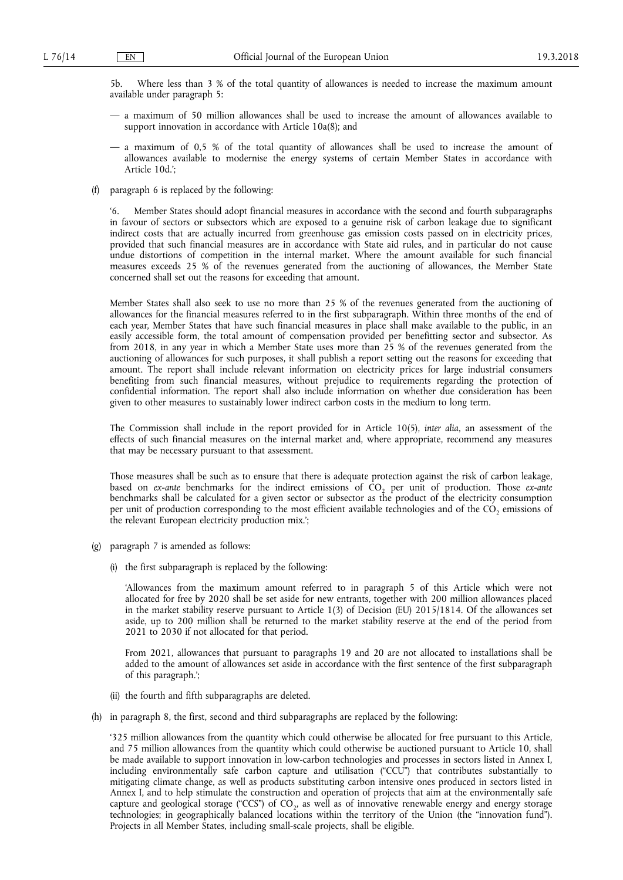5b. Where less than 3 % of the total quantity of allowances is needed to increase the maximum amount available under paragraph 5:

— a maximum of 50 million allowances shall be used to increase the amount of allowances available to support innovation in accordance with Article 10a(8); and

— a maximum of 0,5 % of the total quantity of allowances shall be used to increase the amount of allowances available to modernise the energy systems of certain Member States in accordance with Article 10d.';

(f) paragraph 6 is replaced by the following:

'6. Member States should adopt financial measures in accordance with the second and fourth subparagraphs in favour of sectors or subsectors which are exposed to a genuine risk of carbon leakage due to significant indirect costs that are actually incurred from greenhouse gas emission costs passed on in electricity prices, provided that such financial measures are in accordance with State aid rules, and in particular do not cause undue distortions of competition in the internal market. Where the amount available for such financial measures exceeds 25 % of the revenues generated from the auctioning of allowances, the Member State concerned shall set out the reasons for exceeding that amount.

Member States shall also seek to use no more than 25 % of the revenues generated from the auctioning of allowances for the financial measures referred to in the first subparagraph. Within three months of the end of each year, Member States that have such financial measures in place shall make available to the public, in an easily accessible form, the total amount of compensation provided per benefitting sector and subsector. As from 2018, in any year in which a Member State uses more than 25 % of the revenues generated from the auctioning of allowances for such purposes, it shall publish a report setting out the reasons for exceeding that amount. The report shall include relevant information on electricity prices for large industrial consumers benefiting from such financial measures, without prejudice to requirements regarding the protection of confidential information. The report shall also include information on whether due consideration has been given to other measures to sustainably lower indirect carbon costs in the medium to long term.

The Commission shall include in the report provided for in Article 10(5), *inter alia*, an assessment of the effects of such financial measures on the internal market and, where appropriate, recommend any measures that may be necessary pursuant to that assessment.

Those measures shall be such as to ensure that there is adequate protection against the risk of carbon leakage, based on *ex-ante* benchmarks for the indirect emissions of $CO_2$ per unit of production. Those *ex-ante* benchmarks shall be calculated for a given sector or subsector as the product of the electricity consumption per unit of production corresponding to the most efficient available technologies and of the $CO_2$ emissions of the relevant European electricity production mix.';

(g) paragraph 7 is amended as follows:

(i) the first subparagraph is replaced by the following:

'Allowances from the maximum amount referred to in paragraph 5 of this Article which were not allocated for free by 2020 shall be set aside for new entrants, together with 200 million allowances placed in the market stability reserve pursuant to Article 1(3) of Decision (EU) 2015/1814. Of the allowances set aside, up to 200 million shall be returned to the market stability reserve at the end of the period from 2021 to 2030 if not allocated for that period.

From 2021, allowances that pursuant to paragraphs 19 and 20 are not allocated to installations shall be added to the amount of allowances set aside in accordance with the first sentence of the first subparagraph of this paragraph.';

(ii) the fourth and fifth subparagraphs are deleted.

(h) in paragraph 8, the first, second and third subparagraphs are replaced by the following:

'325 million allowances from the quantity which could otherwise be allocated for free pursuant to this Article, and 75 million allowances from the quantity which could otherwise be auctioned pursuant to Article 10, shall be made available to support innovation in low-carbon technologies and processes in sectors listed in Annex I, including environmentally safe carbon capture and utilisation ("CCU") that contributes substantially to mitigating climate change, as well as products substituting carbon intensive ones produced in sectors listed in Annex I, and to help stimulate the construction and operation of projects that aim at the environmentally safe capture and geological storage ("CCS") of $CO_2$, as well as of innovative renewable energy and energy storage technologies; in geographically balanced locations within the territory of the Union (the "innovation fund"). Projects in all Member States, including small-scale projects, shall be eligible.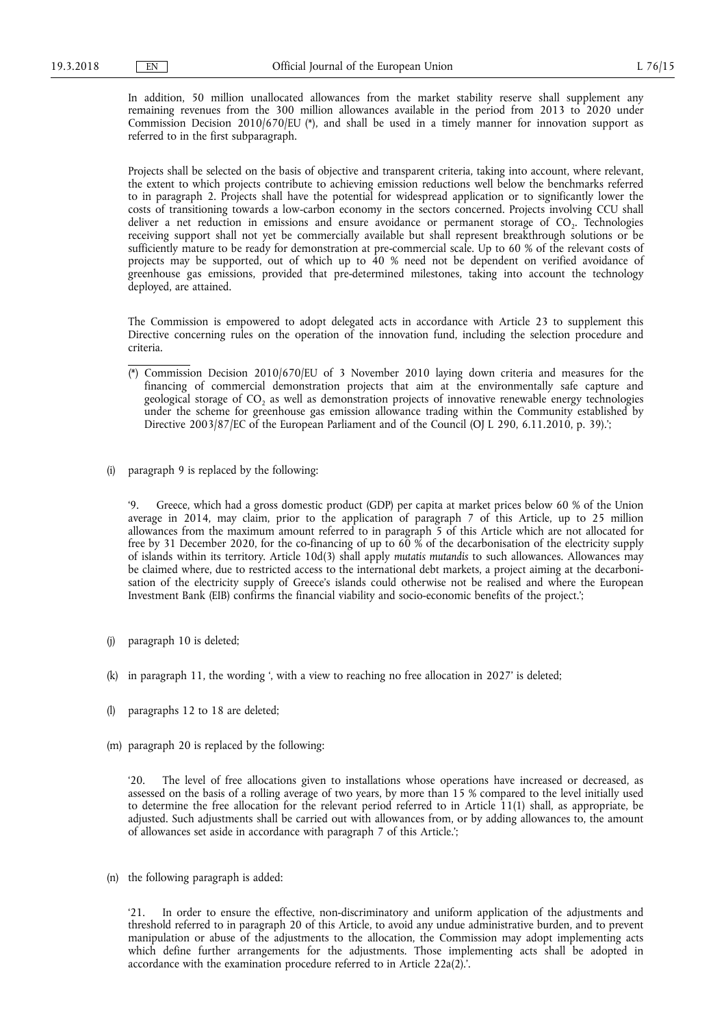In addition, 50 million unallocated allowances from the market stability reserve shall supplement any remaining revenues from the 300 million allowances available in the period from 2013 to 2020 under Commission Decision 2010/670/EU (*), and shall be used in a timely manner for innovation support as referred to in the first subparagraph.

Projects shall be selected on the basis of objective and transparent criteria, taking into account, where relevant, the extent to which projects contribute to achieving emission reductions well below the benchmarks referred to in paragraph 2. Projects shall have the potential for widespread application or to significantly lower the costs of transitioning towards a low-carbon economy in the sectors concerned. Projects involving CCU shall deliver a net reduction in emissions and ensure avoidance or permanent storage of $CO_2$. Technologies receiving support shall not yet be commercially available but shall represent breakthrough solutions or be sufficiently mature to be ready for demonstration at pre-commercial scale. Up to 60 % of the relevant costs of projects may be supported, out of which up to 40 % need not be dependent on verified avoidance of greenhouse gas emissions, provided that pre-determined milestones, taking into account the technology deployed, are attained.

The Commission is empowered to adopt delegated acts in accordance with Article 23 to supplement this Directive concerning rules on the operation of the innovation fund, including the selection procedure and criteria.

(*) Commission Decision 2010/670/EU of 3 November 2010 laying down criteria and measures for the financing of commercial demonstration projects that aim at the environmentally safe capture and geological storage of $CO_2$ as well as demonstration projects of innovative renewable energy technologies under the scheme for greenhouse gas emission allowance trading within the Community established by Directive 2003/87/EC of the European Parliament and of the Council (OJ L 290, 6.11.2010, p. 39).';

(i) paragraph 9 is replaced by the following:

'9. Greece, which had a gross domestic product (GDP) per capita at market prices below 60 % of the Union average in 2014, may claim, prior to the application of paragraph 7 of this Article, up to 25 million allowances from the maximum amount referred to in paragraph 5 of this Article which are not allocated for free by 31 December 2020, for the co-financing of up to 60 % of the decarbonisation of the electricity supply of islands within its territory. Article 10d(3) shall apply *mutatis mutandis* to such allowances. Allowances may be claimed where, due to restricted access to the international debt markets, a project aiming at the decarbonisation of the electricity supply of Greece's islands could otherwise not be realised and where the European Investment Bank (EIB) confirms the financial viability and socio-economic benefits of the project.';

(j) paragraph 10 is deleted;

(k) in paragraph 11, the wording ', with a view to reaching no free allocation in 2027' is deleted;

(l) paragraphs 12 to 18 are deleted;

(m) paragraph 20 is replaced by the following:

'20. The level of free allocations given to installations whose operations have increased or decreased, as assessed on the basis of a rolling average of two years, by more than 15 % compared to the level initially used to determine the free allocation for the relevant period referred to in Article 11(1) shall, as appropriate, be adjusted. Such adjustments shall be carried out with allowances from, or by adding allowances to, the amount of allowances set aside in accordance with paragraph 7 of this Article.';

(n) the following paragraph is added:

'21. In order to ensure the effective, non-discriminatory and uniform application of the adjustments and threshold referred to in paragraph 20 of this Article, to avoid any undue administrative burden, and to prevent manipulation or abuse of the adjustments to the allocation, the Commission may adopt implementing acts which define further arrangements for the adjustments. Those implementing acts shall be adopted in accordance with the examination procedure referred to in Article 22a(2).'.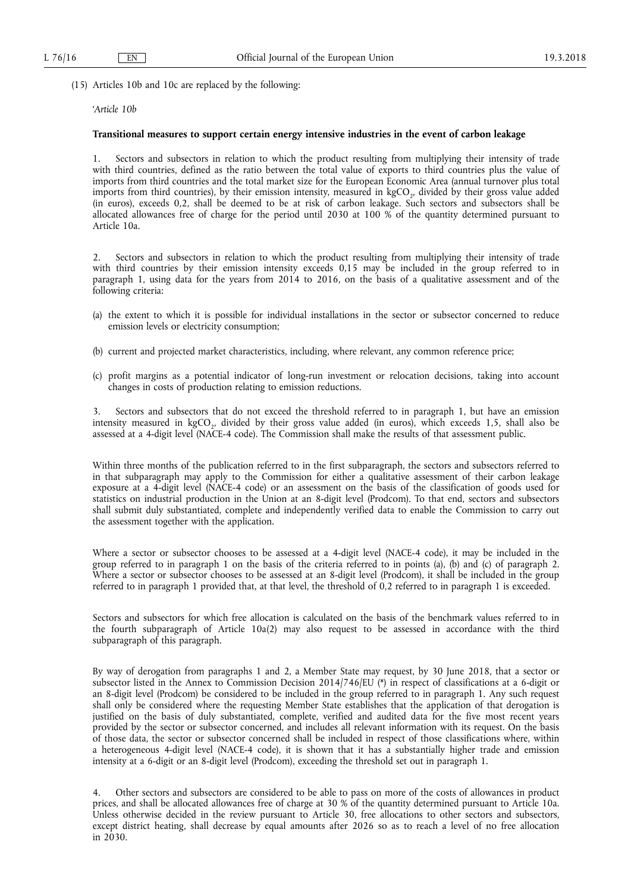(15) Articles 10b and 10c are replaced by the following:

'*Article 10b*

**Transitional measures to support certain energy intensive industries in the event of carbon leakage**

1. Sectors and subsectors in relation to which the product resulting from multiplying their intensity of trade with third countries, defined as the ratio between the total value of exports to third countries plus the value of imports from third countries and the total market size for the European Economic Area (annual turnover plus total imports from third countries), by their emission intensity, measured in $kgCO_2$, divided by their gross value added (in euros), exceeds 0,2, shall be deemed to be at risk of carbon leakage. Such sectors and subsectors shall be allocated allowances free of charge for the period until 2030 at 100 % of the quantity determined pursuant to Article 10a.

2. Sectors and subsectors in relation to which the product resulting from multiplying their intensity of trade with third countries by their emission intensity exceeds 0,15 may be included in the group referred to in paragraph 1, using data for the years from 2014 to 2016, on the basis of a qualitative assessment and of the following criteria:

(a) the extent to which it is possible for individual installations in the sector or subsector concerned to reduce emission levels or electricity consumption;

(b) current and projected market characteristics, including, where relevant, any common reference price;

(c) profit margins as a potential indicator of long-run investment or relocation decisions, taking into account changes in costs of production relating to emission reductions.

3. Sectors and subsectors that do not exceed the threshold referred to in paragraph 1, but have an emission intensity measured in $kgCO_2$, divided by their gross value added (in euros), which exceeds 1,5, shall also be assessed at a 4-digit level (NACE-4 code). The Commission shall make the results of that assessment public.

Within three months of the publication referred to in the first subparagraph, the sectors and subsectors referred to in that subparagraph may apply to the Commission for either a qualitative assessment of their carbon leakage exposure at a 4-digit level (NACE-4 code) or an assessment on the basis of the classification of goods used for statistics on industrial production in the Union at an 8-digit level (Prodcom). To that end, sectors and subsectors shall submit duly substantiated, complete and independently verified data to enable the Commission to carry out the assessment together with the application.

Where a sector or subsector chooses to be assessed at a 4-digit level (NACE-4 code), it may be included in the group referred to in paragraph 1 on the basis of the criteria referred to in points (a), (b) and (c) of paragraph 2. Where a sector or subsector chooses to be assessed at an 8-digit level (Prodcom), it shall be included in the group referred to in paragraph 1 provided that, at that level, the threshold of 0,2 referred to in paragraph 1 is exceeded.

Sectors and subsectors for which free allocation is calculated on the basis of the benchmark values referred to in the fourth subparagraph of Article 10a(2) may also request to be assessed in accordance with the third subparagraph of this paragraph.

By way of derogation from paragraphs 1 and 2, a Member State may request, by 30 June 2018, that a sector or subsector listed in the Annex to Commission Decision 2014/746/EU (*) in respect of classifications at a 6-digit or an 8-digit level (Prodcom) be considered to be included in the group referred to in paragraph 1. Any such request shall only be considered where the requesting Member State establishes that the application of that derogation is justified on the basis of duly substantiated, complete, verified and audited data for the five most recent years provided by the sector or subsector concerned, and includes all relevant information with its request. On the basis of those data, the sector or subsector concerned shall be included in respect of those classifications where, within a heterogeneous 4-digit level (NACE-4 code), it is shown that it has a substantially higher trade and emission intensity at a 6-digit or an 8-digit level (Prodcom), exceeding the threshold set out in paragraph 1.

4. Other sectors and subsectors are considered to be able to pass on more of the costs of allowances in product prices, and shall be allocated allowances free of charge at 30 % of the quantity determined pursuant to Article 10a. Unless otherwise decided in the review pursuant to Article 30, free allocations to other sectors and subsectors, except district heating, shall decrease by equal amounts after 2026 so as to reach a level of no free allocation in 2030.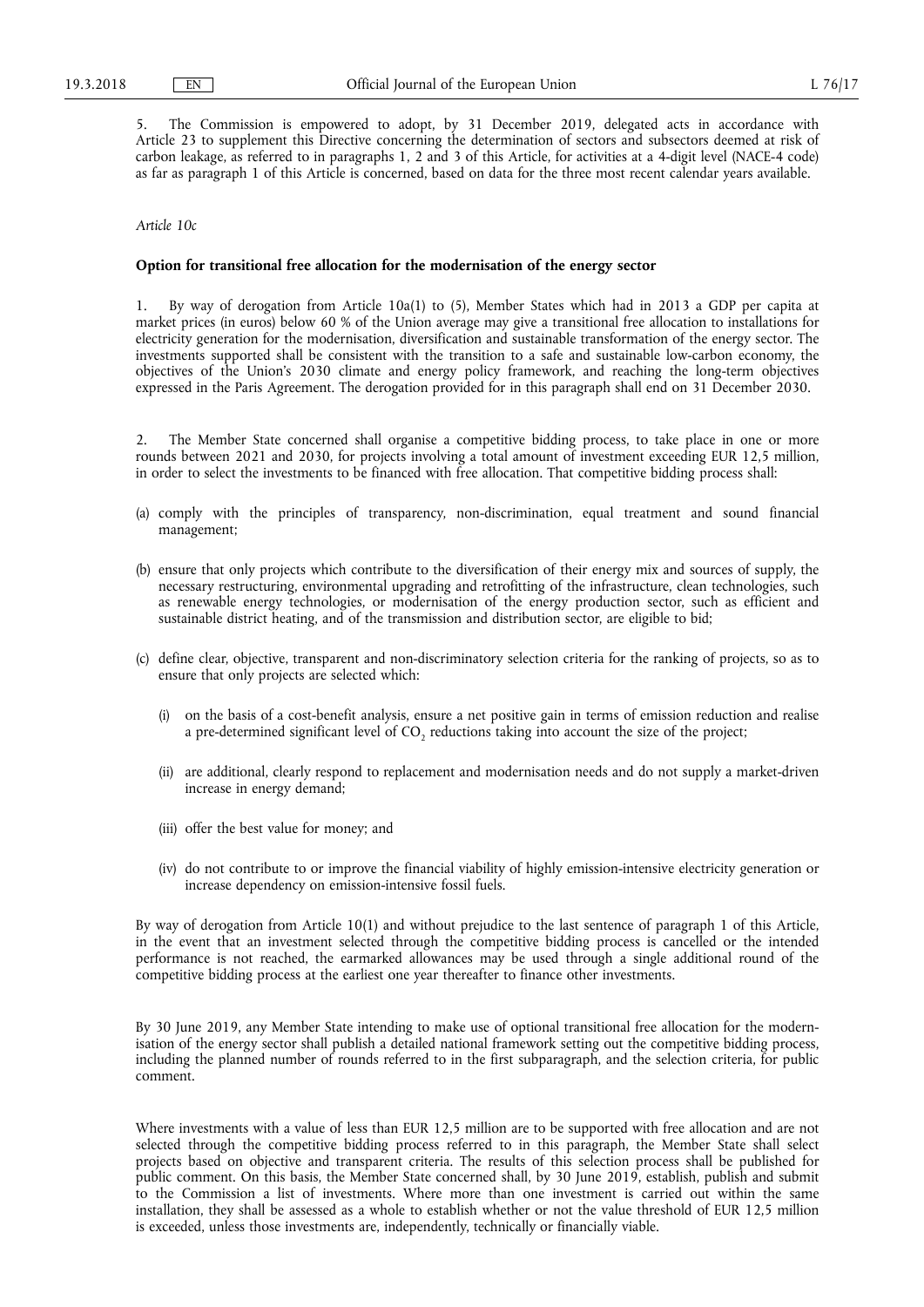5. The Commission is empowered to adopt, by 31 December 2019, delegated acts in accordance with Article 23 to supplement this Directive concerning the determination of sectors and subsectors deemed at risk of carbon leakage, as referred to in paragraphs 1, 2 and 3 of this Article, for activities at a 4-digit level (NACE-4 code) as far as paragraph 1 of this Article is concerned, based on data for the three most recent calendar years available.

*Article 10c*

**Option for transitional free allocation for the modernisation of the energy sector**

1. By way of derogation from Article 10a(1) to (5), Member States which had in 2013 a GDP per capita at market prices (in euros) below 60 % of the Union average may give a transitional free allocation to installations for electricity generation for the modernisation, diversification and sustainable transformation of the energy sector. The investments supported shall be consistent with the transition to a safe and sustainable low-carbon economy, the objectives of the Union's 2030 climate and energy policy framework, and reaching the long-term objectives expressed in the Paris Agreement. The derogation provided for in this paragraph shall end on 31 December 2030.

2. The Member State concerned shall organise a competitive bidding process, to take place in one or more rounds between 2021 and 2030, for projects involving a total amount of investment exceeding EUR 12,5 million, in order to select the investments to be financed with free allocation. That competitive bidding process shall:

(a) comply with the principles of transparency, non-discrimination, equal treatment and sound financial management;

(b) ensure that only projects which contribute to the diversification of their energy mix and sources of supply, the necessary restructuring, environmental upgrading and retrofitting of the infrastructure, clean technologies, such as renewable energy technologies, or modernisation of the energy production sector, such as efficient and sustainable district heating, and of the transmission and distribution sector, are eligible to bid;

(c) define clear, objective, transparent and non-discriminatory selection criteria for the ranking of projects, so as to ensure that only projects are selected which:

  (i) on the basis of a cost-benefit analysis, ensure a net positive gain in terms of emission reduction and realise a pre-determined significant level of $CO_2$ reductions taking into account the size of the project;

  (ii) are additional, clearly respond to replacement and modernisation needs and do not supply a market-driven increase in energy demand;

  (iii) offer the best value for money; and

  (iv) do not contribute to or improve the financial viability of highly emission-intensive electricity generation or increase dependency on emission-intensive fossil fuels.

By way of derogation from Article 10(1) and without prejudice to the last sentence of paragraph 1 of this Article, in the event that an investment selected through the competitive bidding process is cancelled or the intended performance is not reached, the earmarked allowances may be used through a single additional round of the competitive bidding process at the earliest one year thereafter to finance other investments.

By 30 June 2019, any Member State intending to make use of optional transitional free allocation for the modernisation of the energy sector shall publish a detailed national framework setting out the competitive bidding process, including the planned number of rounds referred to in the first subparagraph, and the selection criteria, for public comment.

Where investments with a value of less than EUR 12,5 million are to be supported with free allocation and are not selected through the competitive bidding process referred to in this paragraph, the Member State shall select projects based on objective and transparent criteria. The results of this selection process shall be published for public comment. On this basis, the Member State concerned shall, by 30 June 2019, establish, publish and submit to the Commission a list of investments. Where more than one investment is carried out within the same installation, they shall be assessed as a whole to establish whether or not the value threshold of EUR 12,5 million is exceeded, unless those investments are, independently, technically or financially viable.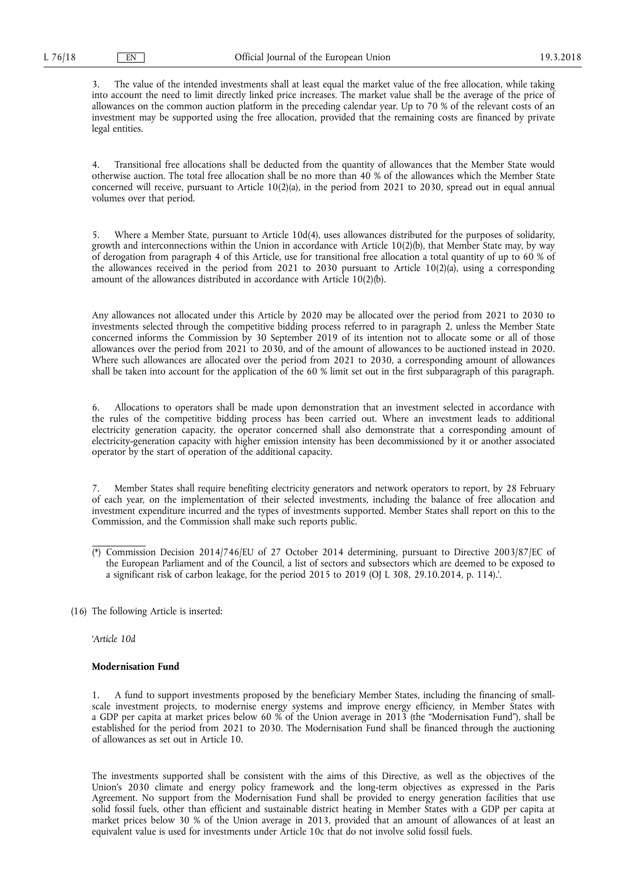3. The value of the intended investments shall at least equal the market value of the free allocation, while taking into account the need to limit directly linked price increases. The market value shall be the average of the price of allowances on the common auction platform in the preceding calendar year. Up to 70 % of the relevant costs of an investment may be supported using the free allocation, provided that the remaining costs are financed by private legal entities.

4. Transitional free allocations shall be deducted from the quantity of allowances that the Member State would otherwise auction. The total free allocation shall be no more than 40 % of the allowances which the Member State concerned will receive, pursuant to Article 10(2)(a), in the period from 2021 to 2030, spread out in equal annual volumes over that period.

5. Where a Member State, pursuant to Article 10d(4), uses allowances distributed for the purposes of solidarity, growth and interconnections within the Union in accordance with Article 10(2)(b), that Member State may, by way of derogation from paragraph 4 of this Article, use for transitional free allocation a total quantity of up to 60 % of the allowances received in the period from 2021 to 2030 pursuant to Article 10(2)(a), using a corresponding amount of the allowances distributed in accordance with Article 10(2)(b).

Any allowances not allocated under this Article by 2020 may be allocated over the period from 2021 to 2030 to investments selected through the competitive bidding process referred to in paragraph 2, unless the Member State concerned informs the Commission by 30 September 2019 of its intention not to allocate some or all of those allowances over the period from 2021 to 2030, and of the amount of allowances to be auctioned instead in 2020. Where such allowances are allocated over the period from 2021 to 2030, a corresponding amount of allowances shall be taken into account for the application of the 60 % limit set out in the first subparagraph of this paragraph.

6. Allocations to operators shall be made upon demonstration that an investment selected in accordance with the rules of the competitive bidding process has been carried out. Where an investment leads to additional electricity generation capacity, the operator concerned shall also demonstrate that a corresponding amount of electricity-generation capacity with higher emission intensity has been decommissioned by it or another associated operator by the start of operation of the additional capacity.

7. Member States shall require benefiting electricity generators and network operators to report, by 28 February of each year, on the implementation of their selected investments, including the balance of free allocation and investment expenditure incurred and the types of investments supported. Member States shall report on this to the Commission, and the Commission shall make such reports public.

---

(*) Commission Decision 2014/746/EU of 27 October 2014 determining, pursuant to Directive 2003/87/EC of the European Parliament and of the Council, a list of sectors and subsectors which are deemed to be exposed to a significant risk of carbon leakage, for the period 2015 to 2019 (OJ L 308, 29.10.2014, p. 114).'.

(16) The following Article is inserted:

'*Article 10d*

**Modernisation Fund**

1. A fund to support investments proposed by the beneficiary Member States, including the financing of small-scale investment projects, to modernise energy systems and improve energy efficiency, in Member States with a GDP per capita at market prices below 60 % of the Union average in 2013 (the "Modernisation Fund"), shall be established for the period from 2021 to 2030. The Modernisation Fund shall be financed through the auctioning of allowances as set out in Article 10.

The investments supported shall be consistent with the aims of this Directive, as well as the objectives of the Union's 2030 climate and energy policy framework and the long-term objectives as expressed in the Paris Agreement. No support from the Modernisation Fund shall be provided to energy generation facilities that use solid fossil fuels, other than efficient and sustainable district heating in Member States with a GDP per capita at market prices below 30 % of the Union average in 2013, provided that an amount of allowances of at least an equivalent value is used for investments under Article 10c that do not involve solid fossil fuels.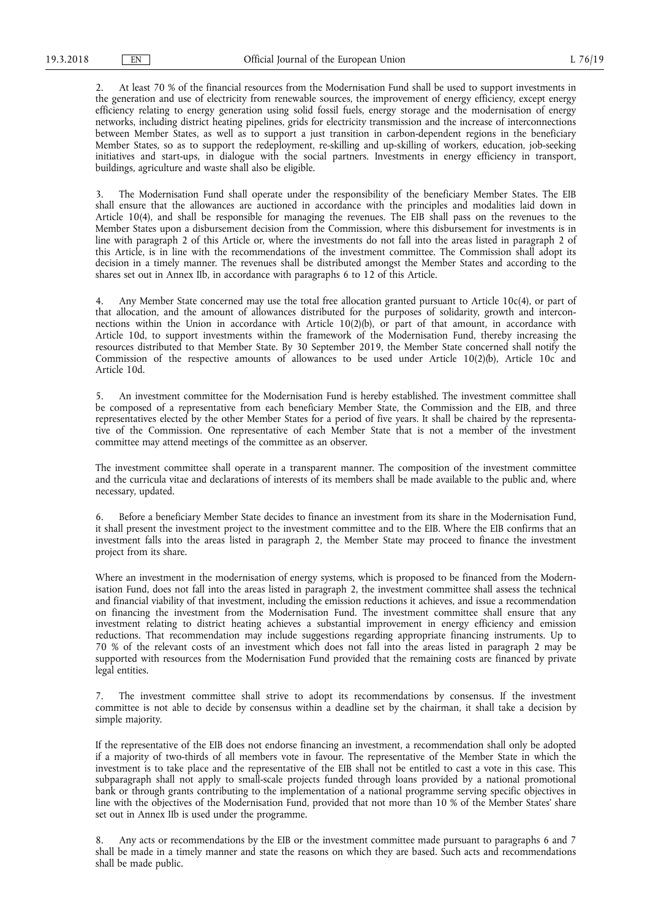2. At least 70 % of the financial resources from the Modernisation Fund shall be used to support investments in the generation and use of electricity from renewable sources, the improvement of energy efficiency, except energy efficiency relating to energy generation using solid fossil fuels, energy storage and the modernisation of energy networks, including district heating pipelines, grids for electricity transmission and the increase of interconnections between Member States, as well as to support a just transition in carbon-dependent regions in the beneficiary Member States, so as to support the redeployment, re-skilling and up-skilling of workers, education, job-seeking initiatives and start-ups, in dialogue with the social partners. Investments in energy efficiency in transport, buildings, agriculture and waste shall also be eligible.

3. The Modernisation Fund shall operate under the responsibility of the beneficiary Member States. The EIB shall ensure that the allowances are auctioned in accordance with the principles and modalities laid down in Article 10(4), and shall be responsible for managing the revenues. The EIB shall pass on the revenues to the Member States upon a disbursement decision from the Commission, where this disbursement for investments is in line with paragraph 2 of this Article or, where the investments do not fall into the areas listed in paragraph 2 of this Article, is in line with the recommendations of the investment committee. The Commission shall adopt its decision in a timely manner. The revenues shall be distributed amongst the Member States and according to the shares set out in Annex IIb, in accordance with paragraphs 6 to 12 of this Article.

4. Any Member State concerned may use the total free allocation granted pursuant to Article 10c(4), or part of that allocation, and the amount of allowances distributed for the purposes of solidarity, growth and interconnections within the Union in accordance with Article 10(2)(b), or part of that amount, in accordance with Article 10d, to support investments within the framework of the Modernisation Fund, thereby increasing the resources distributed to that Member State. By 30 September 2019, the Member State concerned shall notify the Commission of the respective amounts of allowances to be used under Article 10(2)(b), Article 10c and Article 10d.

5. An investment committee for the Modernisation Fund is hereby established. The investment committee shall be composed of a representative from each beneficiary Member State, the Commission and the EIB, and three representatives elected by the other Member States for a period of five years. It shall be chaired by the representative of the Commission. One representative of each Member State that is not a member of the investment committee may attend meetings of the committee as an observer.

The investment committee shall operate in a transparent manner. The composition of the investment committee and the curricula vitae and declarations of interests of its members shall be made available to the public and, where necessary, updated.

6. Before a beneficiary Member State decides to finance an investment from its share in the Modernisation Fund, it shall present the investment project to the investment committee and to the EIB. Where the EIB confirms that an investment falls into the areas listed in paragraph 2, the Member State may proceed to finance the investment project from its share.

Where an investment in the modernisation of energy systems, which is proposed to be financed from the Modernisation Fund, does not fall into the areas listed in paragraph 2, the investment committee shall assess the technical and financial viability of that investment, including the emission reductions it achieves, and issue a recommendation on financing the investment from the Modernisation Fund. The investment committee shall ensure that any investment relating to district heating achieves a substantial improvement in energy efficiency and emission reductions. That recommendation may include suggestions regarding appropriate financing instruments. Up to 70 % of the relevant costs of an investment which does not fall into the areas listed in paragraph 2 may be supported with resources from the Modernisation Fund provided that the remaining costs are financed by private legal entities.

7. The investment committee shall strive to adopt its recommendations by consensus. If the investment committee is not able to decide by consensus within a deadline set by the chairman, it shall take a decision by simple majority.

If the representative of the EIB does not endorse financing an investment, a recommendation shall only be adopted if a majority of two-thirds of all members vote in favour. The representative of the Member State in which the investment is to take place and the representative of the EIB shall not be entitled to cast a vote in this case. This subparagraph shall not apply to small-scale projects funded through loans provided by a national promotional bank or through grants contributing to the implementation of a national programme serving specific objectives in line with the objectives of the Modernisation Fund, provided that not more than 10 % of the Member States' share set out in Annex IIb is used under the programme.

8. Any acts or recommendations by the EIB or the investment committee made pursuant to paragraphs 6 and 7 shall be made in a timely manner and state the reasons on which they are based. Such acts and recommendations shall be made public.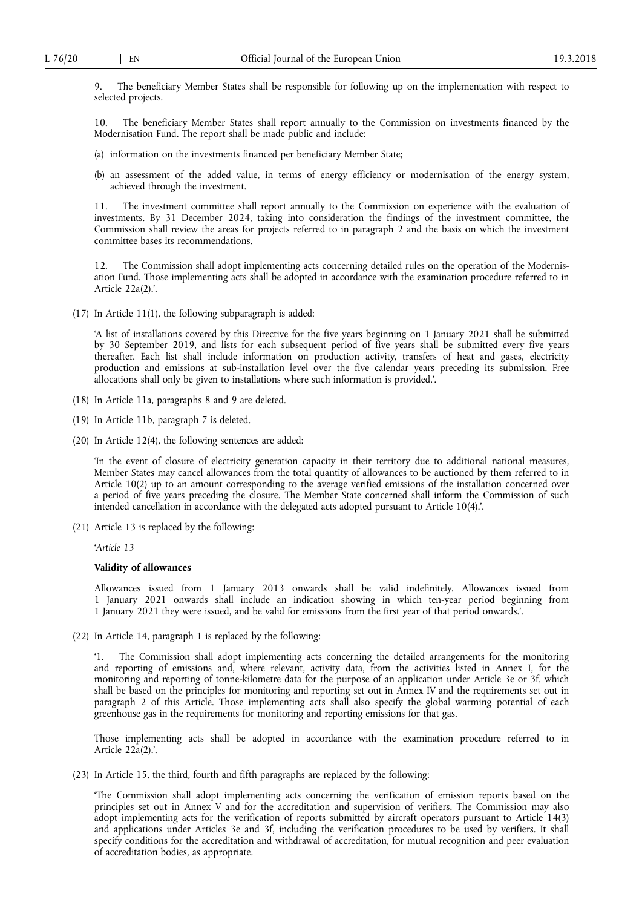9. The beneficiary Member States shall be responsible for following up on the implementation with respect to selected projects.

10. The beneficiary Member States shall report annually to the Commission on investments financed by the Modernisation Fund. The report shall be made public and include:

(a) information on the investments financed per beneficiary Member State;

(b) an assessment of the added value, in terms of energy efficiency or modernisation of the energy system, achieved through the investment.

11. The investment committee shall report annually to the Commission on experience with the evaluation of investments. By 31 December 2024, taking into consideration the findings of the investment committee, the Commission shall review the areas for projects referred to in paragraph 2 and the basis on which the investment committee bases its recommendations.

12. The Commission shall adopt implementing acts concerning detailed rules on the operation of the Modernisation Fund. Those implementing acts shall be adopted in accordance with the examination procedure referred to in Article 22a(2).'.

(17) In Article 11(1), the following subparagraph is added:

'A list of installations covered by this Directive for the five years beginning on 1 January 2021 shall be submitted by 30 September 2019, and lists for each subsequent period of five years shall be submitted every five years thereafter. Each list shall include information on production activity, transfers of heat and gases, electricity production and emissions at sub-installation level over the five calendar years preceding its submission. Free allocations shall only be given to installations where such information is provided.'.

(18) In Article 11a, paragraphs 8 and 9 are deleted.

(19) In Article 11b, paragraph 7 is deleted.

(20) In Article 12(4), the following sentences are added:

'In the event of closure of electricity generation capacity in their territory due to additional national measures, Member States may cancel allowances from the total quantity of allowances to be auctioned by them referred to in Article 10(2) up to an amount corresponding to the average verified emissions of the installation concerned over a period of five years preceding the closure. The Member State concerned shall inform the Commission of such intended cancellation in accordance with the delegated acts adopted pursuant to Article 10(4).'.

(21) Article 13 is replaced by the following:

'*Article 13*

**Validity of allowances**

Allowances issued from 1 January 2013 onwards shall be valid indefinitely. Allowances issued from 1 January 2021 onwards shall include an indication showing in which ten-year period beginning from 1 January 2021 they were issued, and be valid for emissions from the first year of that period onwards.'.

(22) In Article 14, paragraph 1 is replaced by the following:

'1. The Commission shall adopt implementing acts concerning the detailed arrangements for the monitoring and reporting of emissions and, where relevant, activity data, from the activities listed in Annex I, for the monitoring and reporting of tonne-kilometre data for the purpose of an application under Article 3e or 3f, which shall be based on the principles for monitoring and reporting set out in Annex IV and the requirements set out in paragraph 2 of this Article. Those implementing acts shall also specify the global warming potential of each greenhouse gas in the requirements for monitoring and reporting emissions for that gas.

Those implementing acts shall be adopted in accordance with the examination procedure referred to in Article 22a(2).'.

(23) In Article 15, the third, fourth and fifth paragraphs are replaced by the following:

'The Commission shall adopt implementing acts concerning the verification of emission reports based on the principles set out in Annex V and for the accreditation and supervision of verifiers. The Commission may also adopt implementing acts for the verification of reports submitted by aircraft operators pursuant to Article 14(3) and applications under Articles 3e and 3f, including the verification procedures to be used by verifiers. It shall specify conditions for the accreditation and withdrawal of accreditation, for mutual recognition and peer evaluation of accreditation bodies, as appropriate.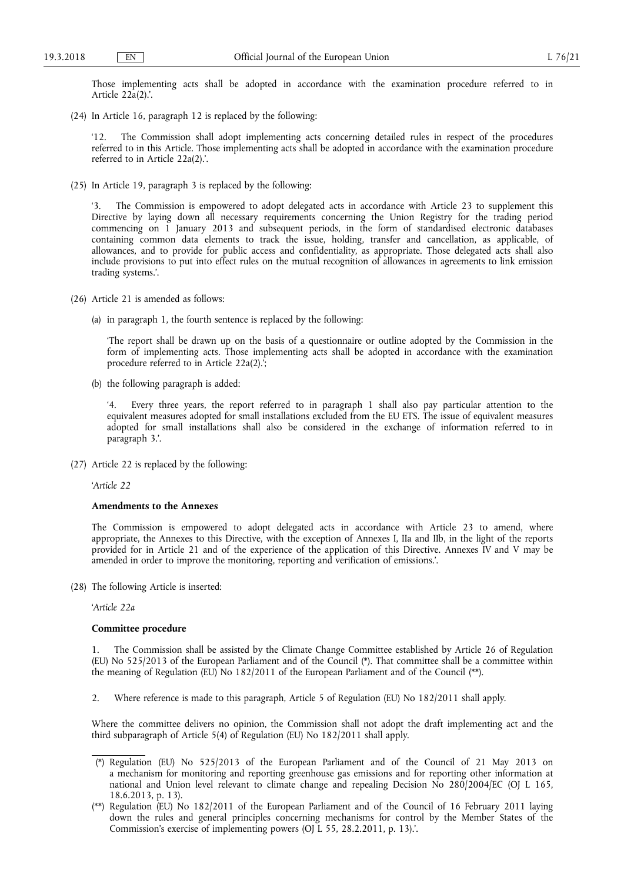Those implementing acts shall be adopted in accordance with the examination procedure referred to in Article 22a(2).'.

(24) In Article 16, paragraph 12 is replaced by the following:

'12. The Commission shall adopt implementing acts concerning detailed rules in respect of the procedures referred to in this Article. Those implementing acts shall be adopted in accordance with the examination procedure referred to in Article 22a(2).'.

(25) In Article 19, paragraph 3 is replaced by the following:

'3. The Commission is empowered to adopt delegated acts in accordance with Article 23 to supplement this Directive by laying down all necessary requirements concerning the Union Registry for the trading period commencing on 1 January 2013 and subsequent periods, in the form of standardised electronic databases containing common data elements to track the issue, holding, transfer and cancellation, as applicable, of allowances, and to provide for public access and confidentiality, as appropriate. Those delegated acts shall also include provisions to put into effect rules on the mutual recognition of allowances in agreements to link emission trading systems.'.

(26) Article 21 is amended as follows:

(a) in paragraph 1, the fourth sentence is replaced by the following:

'The report shall be drawn up on the basis of a questionnaire or outline adopted by the Commission in the form of implementing acts. Those implementing acts shall be adopted in accordance with the examination procedure referred to in Article 22a(2).';

(b) the following paragraph is added:

'4. Every three years, the report referred to in paragraph 1 shall also pay particular attention to the equivalent measures adopted for small installations excluded from the EU ETS. The issue of equivalent measures adopted for small installations shall also be considered in the exchange of information referred to in paragraph 3.'.

(27) Article 22 is replaced by the following:

'*Article 22*

**Amendments to the Annexes**

The Commission is empowered to adopt delegated acts in accordance with Article 23 to amend, where appropriate, the Annexes to this Directive, with the exception of Annexes I, IIa and IIb, in the light of the reports provided for in Article 21 and of the experience of the application of this Directive. Annexes IV and V may be amended in order to improve the monitoring, reporting and verification of emissions.'.

(28) The following Article is inserted:

'*Article 22a*

**Committee procedure**

1. The Commission shall be assisted by the Climate Change Committee established by Article 26 of Regulation (EU) No 525/2013 of the European Parliament and of the Council (*). That committee shall be a committee within the meaning of Regulation (EU) No 182/2011 of the European Parliament and of the Council (**).

2. Where reference is made to this paragraph, Article 5 of Regulation (EU) No 182/2011 shall apply.

Where the committee delivers no opinion, the Commission shall not adopt the draft implementing act and the third subparagraph of Article 5(4) of Regulation (EU) No 182/2011 shall apply.

---

(*) Regulation (EU) No 525/2013 of the European Parliament and of the Council of 21 May 2013 on a mechanism for monitoring and reporting greenhouse gas emissions and for reporting other information at national and Union level relevant to climate change and repealing Decision No 280/2004/EC (OJ L 165, 18.6.2013, p. 13).

(**) Regulation (EU) No 182/2011 of the European Parliament and of the Council of 16 February 2011 laying down the rules and general principles concerning mechanisms for control by the Member States of the Commission's exercise of implementing powers (OJ L 55, 28.2.2011, p. 13).'.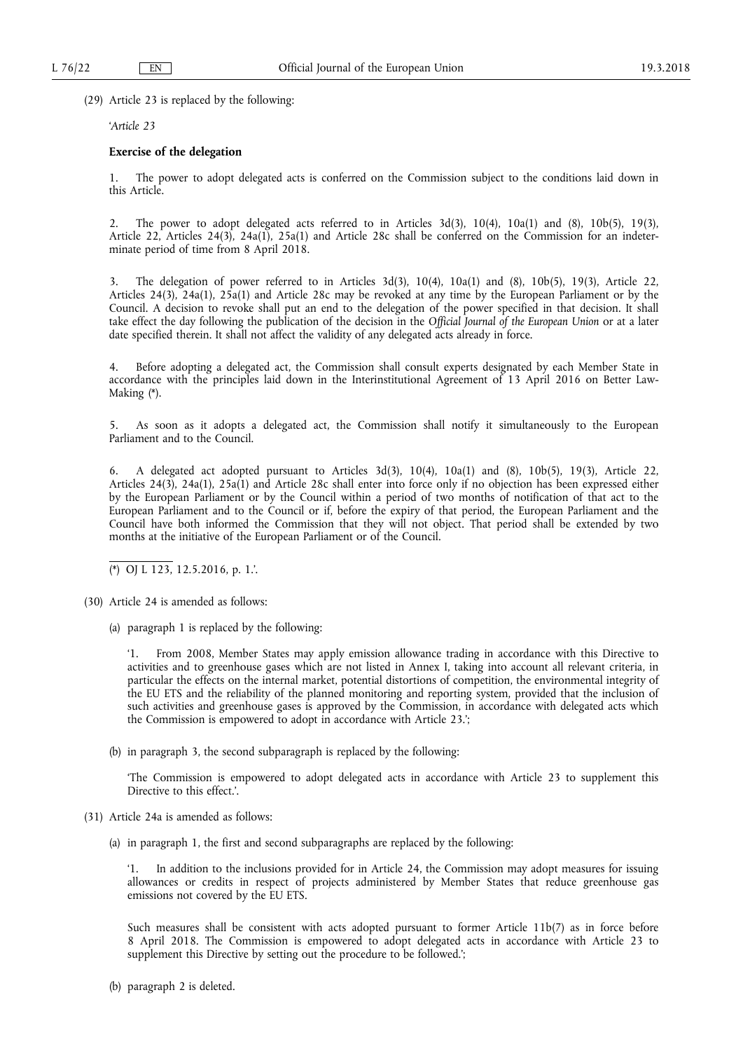(29) Article 23 is replaced by the following:

'*Article 23*

**Exercise of the delegation**

1. The power to adopt delegated acts is conferred on the Commission subject to the conditions laid down in this Article.

2. The power to adopt delegated acts referred to in Articles 3d(3), 10(4), 10a(1) and (8), 10b(5), 19(3), Article 22, Articles 24(3), 24a(1), 25a(1) and Article 28c shall be conferred on the Commission for an indeterminate period of time from 8 April 2018.

3. The delegation of power referred to in Articles 3d(3), 10(4), 10a(1) and (8), 10b(5), 19(3), Article 22, Articles 24(3), 24a(1), 25a(1) and Article 28c may be revoked at any time by the European Parliament or by the Council. A decision to revoke shall put an end to the delegation of the power specified in that decision. It shall take effect the day following the publication of the decision in the *Official Journal of the European Union* or at a later date specified therein. It shall not affect the validity of any delegated acts already in force.

4. Before adopting a delegated act, the Commission shall consult experts designated by each Member State in accordance with the principles laid down in the Interinstitutional Agreement of 13 April 2016 on Better Law-Making (*).

5. As soon as it adopts a delegated act, the Commission shall notify it simultaneously to the European Parliament and to the Council.

6. A delegated act adopted pursuant to Articles 3d(3), 10(4), 10a(1) and (8), 10b(5), 19(3), Article 22, Articles 24(3), 24a(1), 25a(1) and Article 28c shall enter into force only if no objection has been expressed either by the European Parliament or by the Council within a period of two months of notification of that act to the European Parliament and to the Council or if, before the expiry of that period, the European Parliament and the Council have both informed the Commission that they will not object. That period shall be extended by two months at the initiative of the European Parliament or of the Council.

(*) OJ L 123, 12.5.2016, p. 1.'.

(30) Article 24 is amended as follows:

(a) paragraph 1 is replaced by the following:

'1. From 2008, Member States may apply emission allowance trading in accordance with this Directive to activities and to greenhouse gases which are not listed in Annex I, taking into account all relevant criteria, in particular the effects on the internal market, potential distortions of competition, the environmental integrity of the EU ETS and the reliability of the planned monitoring and reporting system, provided that the inclusion of such activities and greenhouse gases is approved by the Commission, in accordance with delegated acts which the Commission is empowered to adopt in accordance with Article 23.';

(b) in paragraph 3, the second subparagraph is replaced by the following:

'The Commission is empowered to adopt delegated acts in accordance with Article 23 to supplement this Directive to this effect.'.

(31) Article 24a is amended as follows:

(a) in paragraph 1, the first and second subparagraphs are replaced by the following:

'1. In addition to the inclusions provided for in Article 24, the Commission may adopt measures for issuing allowances or credits in respect of projects administered by Member States that reduce greenhouse gas emissions not covered by the EU ETS.

Such measures shall be consistent with acts adopted pursuant to former Article 11b(7) as in force before 8 April 2018. The Commission is empowered to adopt delegated acts in accordance with Article 23 to supplement this Directive by setting out the procedure to be followed.';

(b) paragraph 2 is deleted.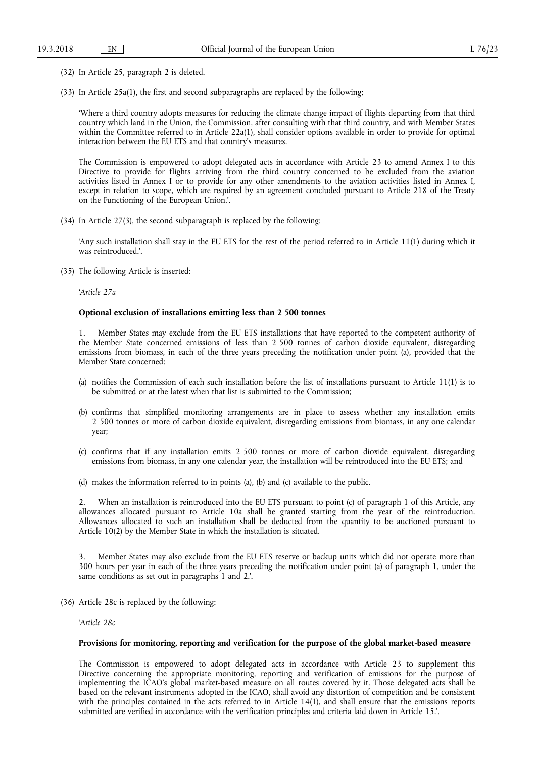(32) In Article 25, paragraph 2 is deleted.

(33) In Article 25a(1), the first and second subparagraphs are replaced by the following:

'Where a third country adopts measures for reducing the climate change impact of flights departing from that third country which land in the Union, the Commission, after consulting with that third country, and with Member States within the Committee referred to in Article 22a(1), shall consider options available in order to provide for optimal interaction between the EU ETS and that country's measures.

The Commission is empowered to adopt delegated acts in accordance with Article 23 to amend Annex I to this Directive to provide for flights arriving from the third country concerned to be excluded from the aviation activities listed in Annex I or to provide for any other amendments to the aviation activities listed in Annex I, except in relation to scope, which are required by an agreement concluded pursuant to Article 218 of the Treaty on the Functioning of the European Union.'.

(34) In Article 27(3), the second subparagraph is replaced by the following:

'Any such installation shall stay in the EU ETS for the rest of the period referred to in Article 11(1) during which it was reintroduced.'.

(35) The following Article is inserted:

'*Article 27a*

**Optional exclusion of installations emitting less than 2 500 tonnes**

1. Member States may exclude from the EU ETS installations that have reported to the competent authority of the Member State concerned emissions of less than 2 500 tonnes of carbon dioxide equivalent, disregarding emissions from biomass, in each of the three years preceding the notification under point (a), provided that the Member State concerned:

(a) notifies the Commission of each such installation before the list of installations pursuant to Article 11(1) is to be submitted or at the latest when that list is submitted to the Commission;

(b) confirms that simplified monitoring arrangements are in place to assess whether any installation emits 2 500 tonnes or more of carbon dioxide equivalent, disregarding emissions from biomass, in any one calendar year;

(c) confirms that if any installation emits 2 500 tonnes or more of carbon dioxide equivalent, disregarding emissions from biomass, in any one calendar year, the installation will be reintroduced into the EU ETS; and

(d) makes the information referred to in points (a), (b) and (c) available to the public.

2. When an installation is reintroduced into the EU ETS pursuant to point (c) of paragraph 1 of this Article, any allowances allocated pursuant to Article 10a shall be granted starting from the year of the reintroduction. Allowances allocated to such an installation shall be deducted from the quantity to be auctioned pursuant to Article 10(2) by the Member State in which the installation is situated.

3. Member States may also exclude from the EU ETS reserve or backup units which did not operate more than 300 hours per year in each of the three years preceding the notification under point (a) of paragraph 1, under the same conditions as set out in paragraphs 1 and 2.'.

(36) Article 28c is replaced by the following:

'*Article 28c*

**Provisions for monitoring, reporting and verification for the purpose of the global market-based measure**

The Commission is empowered to adopt delegated acts in accordance with Article 23 to supplement this Directive concerning the appropriate monitoring, reporting and verification of emissions for the purpose of implementing the ICAO's global market-based measure on all routes covered by it. Those delegated acts shall be based on the relevant instruments adopted in the ICAO, shall avoid any distortion of competition and be consistent with the principles contained in the acts referred to in Article 14(1), and shall ensure that the emissions reports submitted are verified in accordance with the verification principles and criteria laid down in Article 15.'.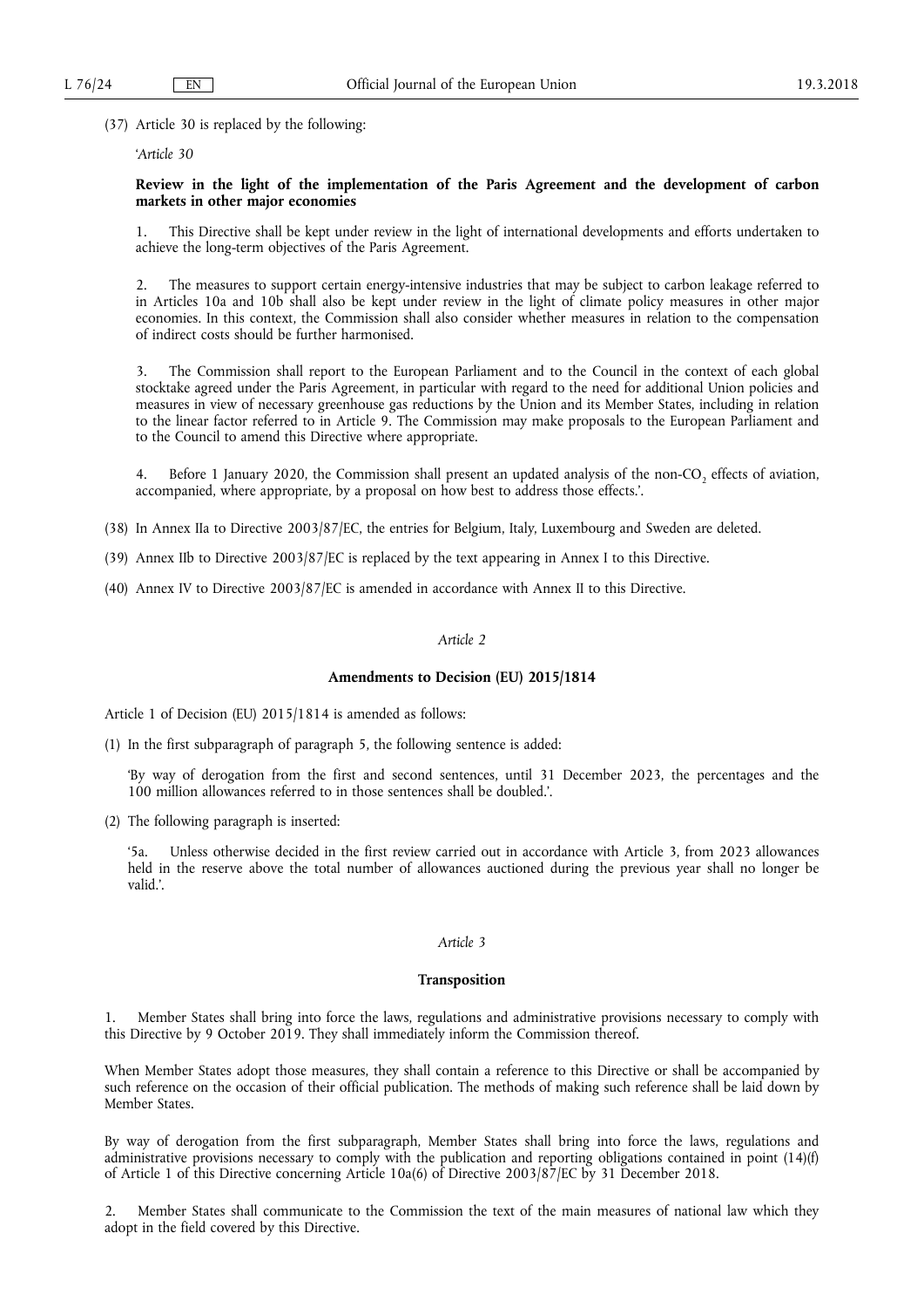(37) Article 30 is replaced by the following:

'*Article 30*

**Review in the light of the implementation of the Paris Agreement and the development of carbon markets in other major economies**

1. This Directive shall be kept under review in the light of international developments and efforts undertaken to achieve the long-term objectives of the Paris Agreement.

2. The measures to support certain energy-intensive industries that may be subject to carbon leakage referred to in Articles 10a and 10b shall also be kept under review in the light of climate policy measures in other major economies. In this context, the Commission shall also consider whether measures in relation to the compensation of indirect costs should be further harmonised.

3. The Commission shall report to the European Parliament and to the Council in the context of each global stocktake agreed under the Paris Agreement, in particular with regard to the need for additional Union policies and measures in view of necessary greenhouse gas reductions by the Union and its Member States, including in relation to the linear factor referred to in Article 9. The Commission may make proposals to the European Parliament and to the Council to amend this Directive where appropriate.

4. Before 1 January 2020, the Commission shall present an updated analysis of the non-$CO_2$ effects of aviation, accompanied, where appropriate, by a proposal on how best to address those effects.'.

(38) In Annex IIa to Directive 2003/87/EC, the entries for Belgium, Italy, Luxembourg and Sweden are deleted.

(39) Annex IIb to Directive 2003/87/EC is replaced by the text appearing in Annex I to this Directive.

(40) Annex IV to Directive 2003/87/EC is amended in accordance with Annex II to this Directive.

*Article 2*

**Amendments to Decision (EU) 2015/1814**

Article 1 of Decision (EU) 2015/1814 is amended as follows:

(1) In the first subparagraph of paragraph 5, the following sentence is added:

'By way of derogation from the first and second sentences, until 31 December 2023, the percentages and the 100 million allowances referred to in those sentences shall be doubled.'.

(2) The following paragraph is inserted:

'5a. Unless otherwise decided in the first review carried out in accordance with Article 3, from 2023 allowances held in the reserve above the total number of allowances auctioned during the previous year shall no longer be valid.'.

*Article 3*

**Transposition**

1. Member States shall bring into force the laws, regulations and administrative provisions necessary to comply with this Directive by 9 October 2019. They shall immediately inform the Commission thereof.

When Member States adopt those measures, they shall contain a reference to this Directive or shall be accompanied by such reference on the occasion of their official publication. The methods of making such reference shall be laid down by Member States.

By way of derogation from the first subparagraph, Member States shall bring into force the laws, regulations and administrative provisions necessary to comply with the publication and reporting obligations contained in point (14)(f) of Article 1 of this Directive concerning Article 10a(6) of Directive 2003/87/EC by 31 December 2018.

2. Member States shall communicate to the Commission the text of the main measures of national law which they adopt in the field covered by this Directive.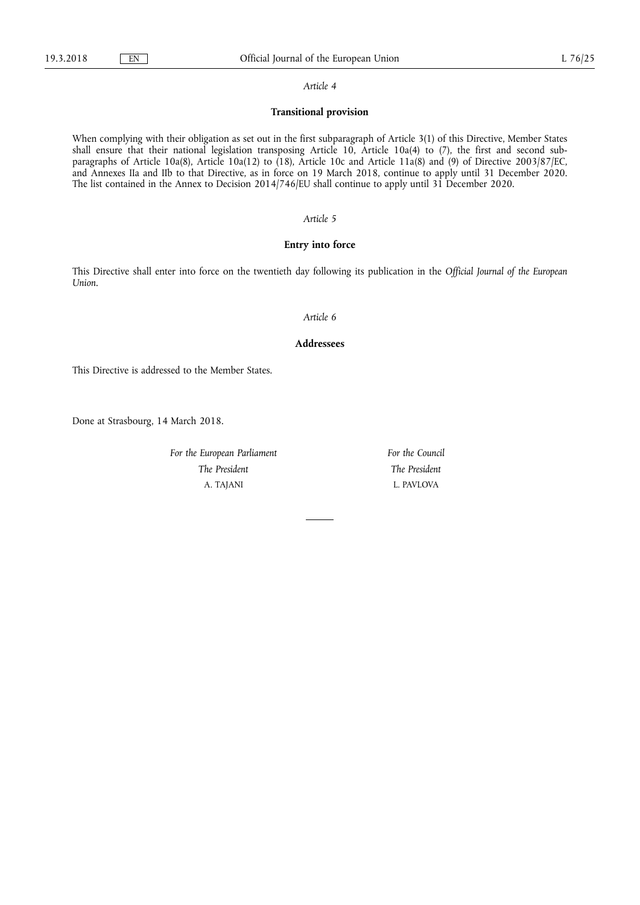*Article 4*

**Transitional provision**

When complying with their obligation as set out in the first subparagraph of Article 3(1) of this Directive, Member States shall ensure that their national legislation transposing Article 10, Article 10a(4) to (7), the first and second subparagraphs of Article 10a(8), Article 10a(12) to (18), Article 10c and Article 11a(8) and (9) of Directive 2003/87/EC, and Annexes IIa and IIb to that Directive, as in force on 19 March 2018, continue to apply until 31 December 2020. The list contained in the Annex to Decision 2014/746/EU shall continue to apply until 31 December 2020.

*Article 5*

**Entry into force**

This Directive shall enter into force on the twentieth day following its publication in the *Official Journal of the European Union*.

*Article 6*

**Addressees**

This Directive is addressed to the Member States.

Done at Strasbourg, 14 March 2018.

| *For the European Parliament* | *For the Council* |
|---|---|
| *The President* | *The President* |
| A. TAJANI | L. PAVLOVA |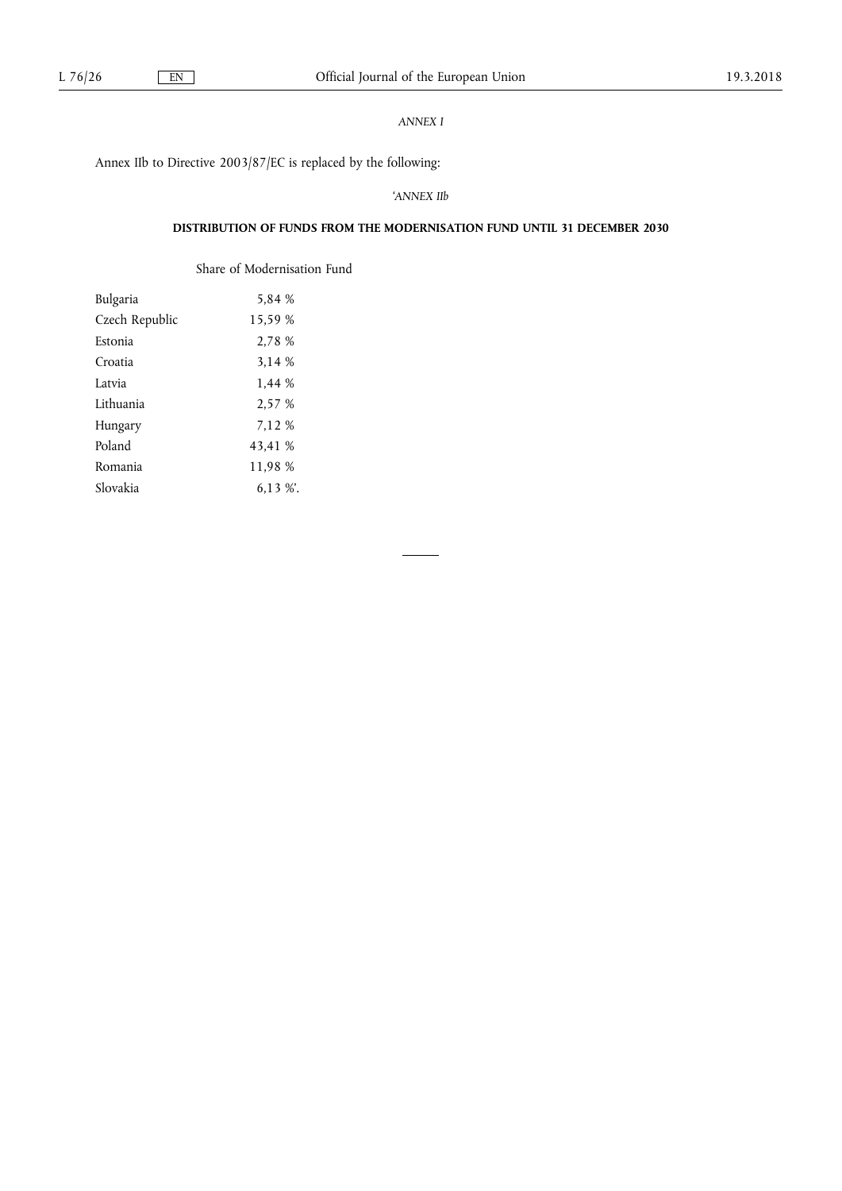*ANNEX I*

Annex IIb to Directive 2003/87/EC is replaced by the following:

'*ANNEX IIb*

**DISTRIBUTION OF FUNDS FROM THE MODERNISATION FUND UNTIL 31 DECEMBER 2030**

| | Share of Modernisation Fund |
|---|---|
| Bulgaria | 5,84 % |
| Czech Republic | 15,59 % |
| Estonia | 2,78 % |
| Croatia | 3,14 % |
| Latvia | 1,44 % |
| Lithuania | 2,57 % |
| Hungary | 7,12 % |
| Poland | 43,41 % |
| Romania | 11,98 % |
| Slovakia | 6,13 %'. |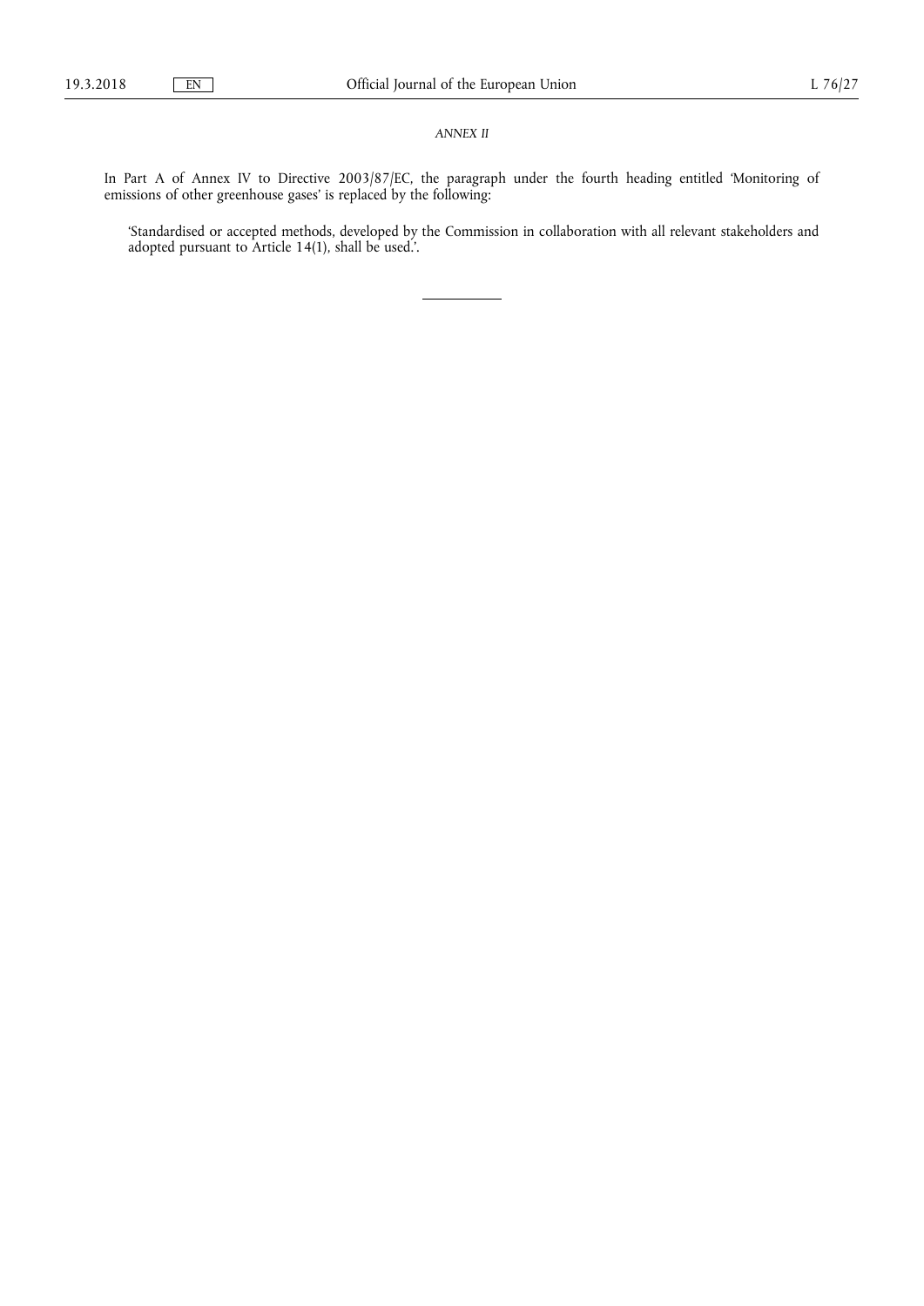*ANNEX II*

In Part A of Annex IV to Directive 2003/87/EC, the paragraph under the fourth heading entitled 'Monitoring of emissions of other greenhouse gases' is replaced by the following:

'Standardised or accepted methods, developed by the Commission in collaboration with all relevant stakeholders and adopted pursuant to Article 14(1), shall be used.'.